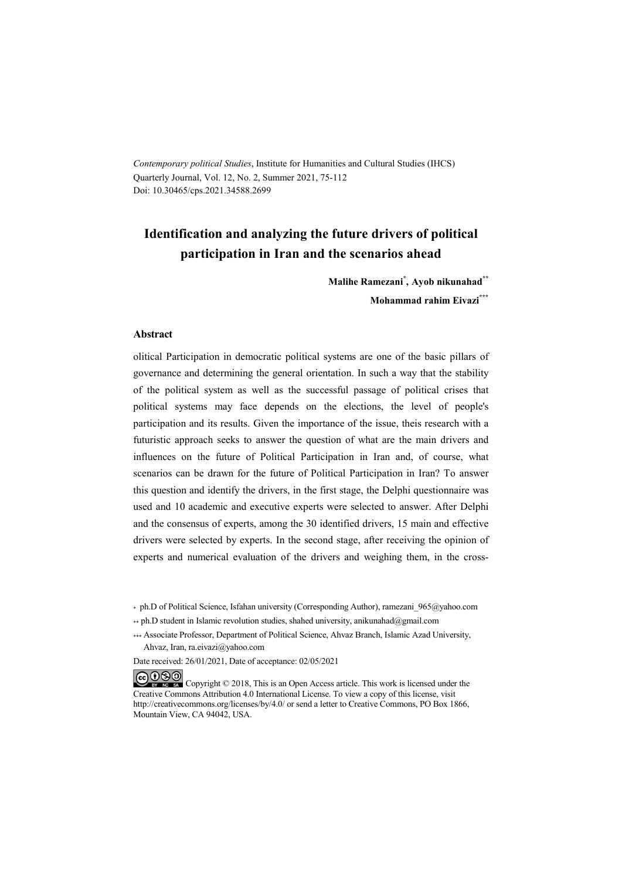*Contemporary political Studies*, Institute for Humanities and Cultural Studies (IHCS)
Quarterly Journal, Vol. 12, No. 2, Summer 2021, 75-112
Doi: 10.30465/cps.2021.34588.2699

# Identification and analyzing the future drivers of political participation in Iran and the scenarios ahead

**Malihe Ramezani**[*], **Ayob nikunahad**[**]

**Mohammad rahim Eivazi**[***]

## Abstract

olitical Participation in democratic political systems are one of the basic pillars of governance and determining the general orientation. In such a way that the stability of the political system as well as the successful passage of political crises that political systems may face depends on the elections, the level of people's participation and its results. Given the importance of the issue, theis research with a futuristic approach seeks to answer the question of what are the main drivers and influences on the future of Political Participation in Iran and, of course, what scenarios can be drawn for the future of Political Participation in Iran? To answer this question and identify the drivers, in the first stage, the Delphi questionnaire was used and 10 academic and executive experts were selected to answer. After Delphi and the consensus of experts, among the 30 identified drivers, 15 main and effective drivers were selected by experts. In the second stage, after receiving the opinion of experts and numerical evaluation of the drivers and weighing them, in the cross-

\* ph.D of Political Science, Isfahan university (Corresponding Author), ramezani_965@yahoo.com

\*\* ph.D student in Islamic revolution studies, shahed university, anikunahad@gmail.com

\*\*\* Associate Professor, Department of Political Science, Ahvaz Branch, Islamic Azad University, Ahvaz, Iran, ra.eivazi@yahoo.com

Date received: 26/01/2021, Date of acceptance: 02/05/2021

Copyright © 2018, This is an Open Access article. This work is licensed under the Creative Commons Attribution 4.0 International License. To view a copy of this license, visit http://creativecommons.org/licenses/by/4.0/ or send a letter to Creative Commons, PO Box 1866, Mountain View, CA 94042, USA.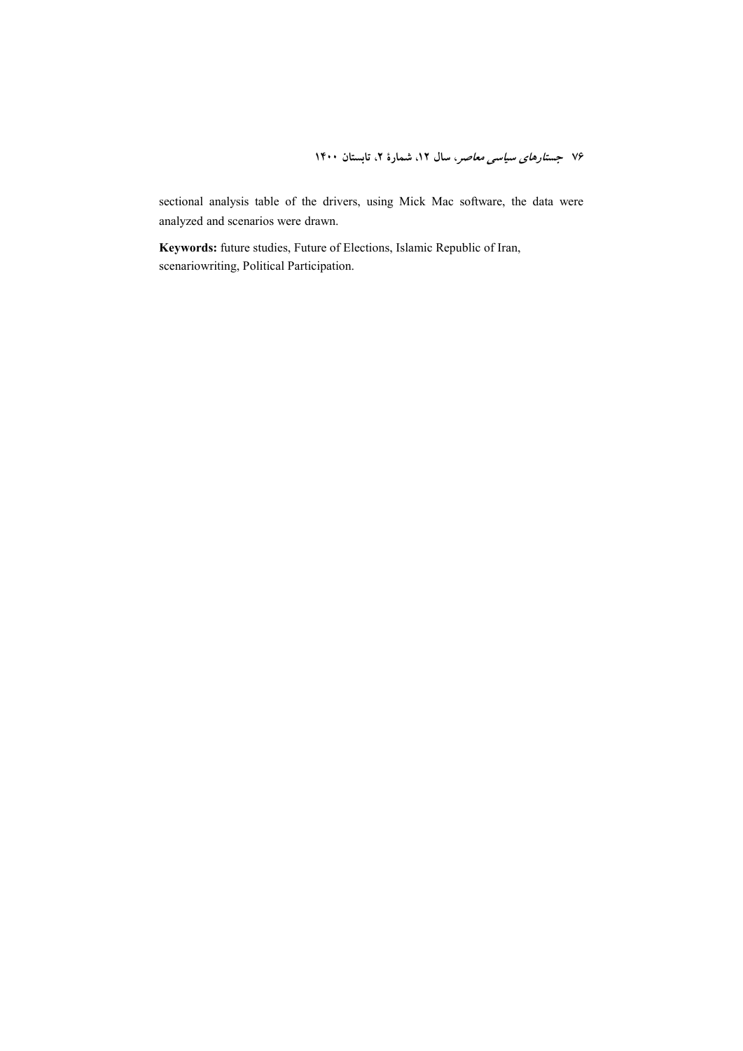sectional analysis table of the drivers, using Mick Mac software, the data were analyzed and scenarios were drawn.

**Keywords:** future studies, Future of Elections, Islamic Republic of Iran, scenariowriting, Political Participation.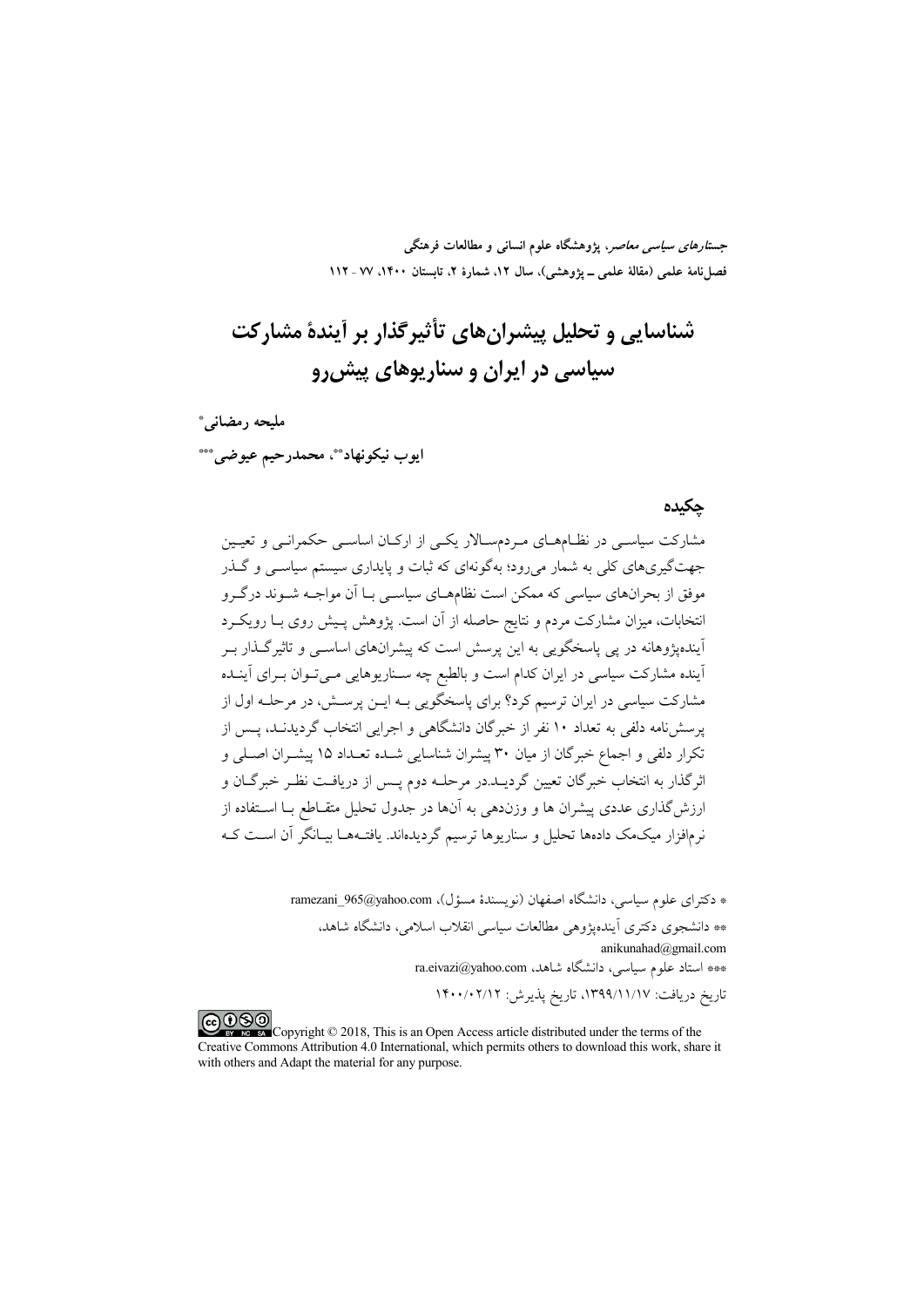*جستارهای سیاسی معاصر*، پژوهشگاه علوم انسانی و مطالعات فرهنگی
فصل‌نامهٔ علمی (مقالهٔ علمی ـ پژوهشی)، سال ۱۲، شمارهٔ ۲، تابستان ۱۴۰۰، ۷۷ - ۱۱۲

# شناسایی و تحلیل پیشران‌های تأثیرگذار بر آیندهٔ مشارکت سیاسی در ایران و سناریوهای پیش‌رو

**ملیحه رمضانی\***

**ایوب نیکونهاد\*\*، محمدرحیم عیوضی\*\*\***

## چکیده

مشارکت سیاسی در نظام‌های مردم‌سالار یکی از ارکان اساسی حکمرانی و تعیین جهت‌گیری‌های کلی به شمار می‌رود؛ به‌گونه‌ای که ثبات و پایداری سیستم سیاسی و گذر موفق از بحران‌های سیاسی که ممکن است نظام‌های سیاسی با آن مواجه شوند درگرو انتخابات، میزان مشارکت مردم و نتایج حاصله از آن است. پژوهش پیش روی با رویکرد آینده‌پژوهانه در پی پاسخگویی به این پرسش است که پیشران‌های اساسی و تاثیرگذار بر آینده مشارکت سیاسی در ایران کدام است و بالطبع چه سناریوهایی می‌توان برای آینده مشارکت سیاسی در ایران ترسیم کرد؟ برای پاسخگویی به این پرسش، در مرحله اول از پرسش‌نامه دلفی به تعداد ۱۰ نفر از خبرگان دانشگاهی و اجرایی انتخاب گردیدند، پس از تکرار دلفی و اجماع خبرگان از میان ۳۰ پیشران شناسایی شده تعداد ۱۵ پیشران اصلی و اثرگذار به انتخاب خبرگان تعیین گردید.در مرحله دوم پس از دریافت نظر خبرگان و ارزش‌گذاری عددی پیشران ها و وزن‌دهی به آن‌ها در جدول تحلیل متقاطع با استفاده از نرم‌افزار میک‌مک داده‌ها تحلیل و سناریوها ترسیم گردیده‌اند. یافته‌ها بیانگر آن است که

\* دکترای علوم سیاسی، دانشگاه اصفهان (نویسندهٔ مسؤل)، ramezani_965@yahoo.com

\*\* دانشجوی دکتری آینده‌پژوهی مطالعات سیاسی انقلاب اسلامی، دانشگاه شاهد، anikunahad@gmail.com

\*\*\* استاد علوم سیاسی، دانشگاه شاهد، ra.eivazi@yahoo.com

تاریخ دریافت: ۱۳۹۹/۱۱/۱۷، تاریخ پذیرش: ۱۴۰۰/۰۲/۱۲

Copyright © 2018, This is an Open Access article distributed under the terms of the Creative Commons Attribution 4.0 International, which permits others to download this work, share it with others and Adapt the material for any purpose.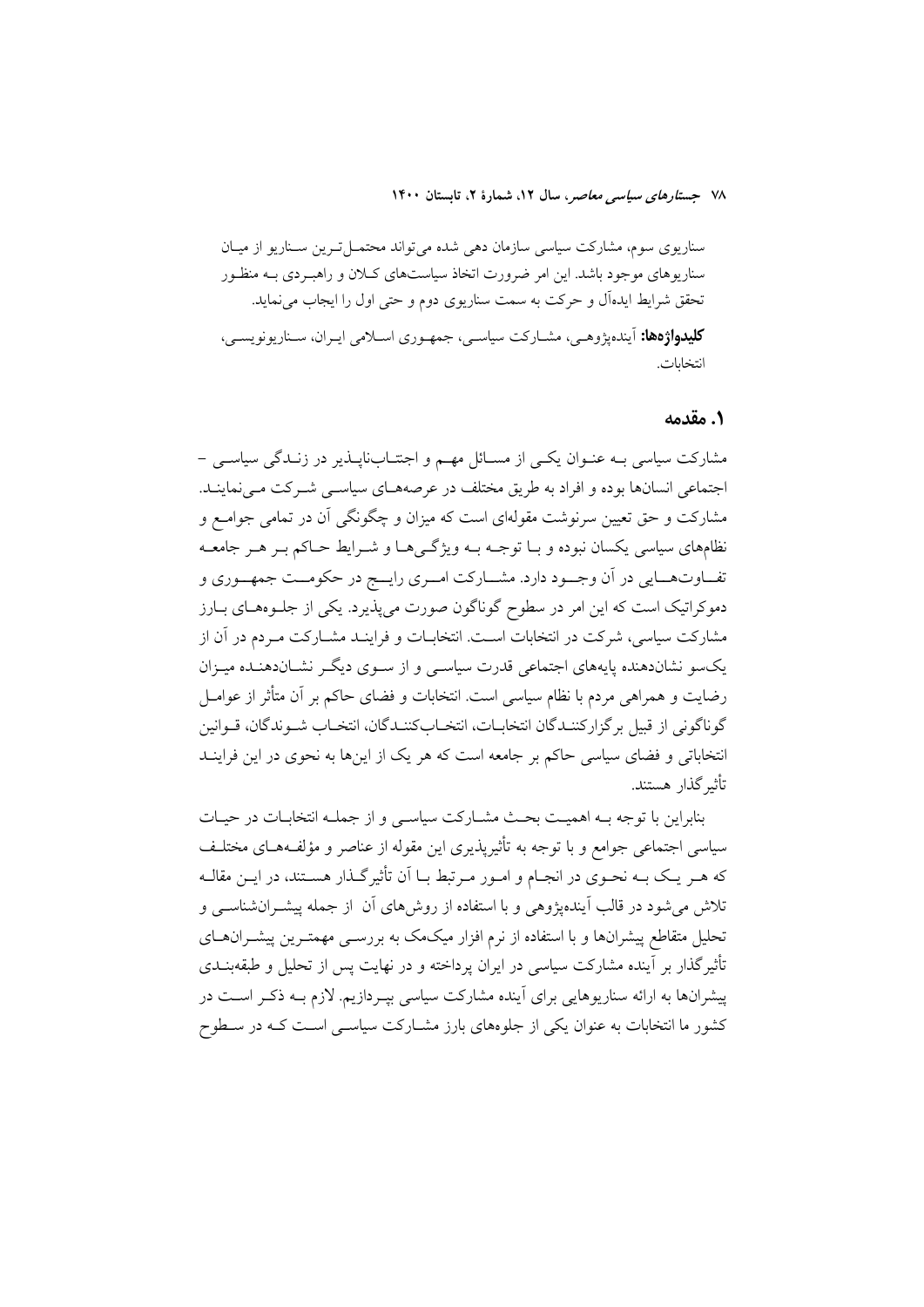سناریوی سوم، مشارکت سیاسی سازمان دهی شده می‌تواند محتمل‌ترین سناریو از میان سناریوهای موجود باشد. این امر ضرورت اتخاذ سیاست‌های کلان و راهبردی به منظور تحقق شرایط ایده‌آل و حرکت به سمت سناریوی دوم و حتی اول را ایجاب می‌نماید.

**کلیدواژه‌ها:** آینده‌پژوهی، مشارکت سیاسی، جمهوری اسلامی ایران، سناریونویسی، انتخابات.

## ۱. مقدمه

مشارکت سیاسی به عنوان یکی از مسائل مهم و اجتناب‌ناپذیر در زندگی سیاسی – اجتماعی انسان‌ها بوده و افراد به طریق مختلف در عرصه‌های سیاسی شرکت می‌نمایند. مشارکت و حق تعیین سرنوشت مقوله‌ای است که میزان و چگونگی آن در تمامی جوامع و نظام‌های سیاسی یکسان نبوده و با توجه به ویژگی‌ها و شرایط حاکم بر هر جامعه تفاوت‌هایی در آن وجود دارد. مشارکت امری رایج در حکومت جمهوری و دموکراتیک است که این امر در سطوح گوناگون صورت می‌پذیرد. یکی از جلوه‌های بارز مشارکت سیاسی، شرکت در انتخابات است. انتخابات و فرایند مشارکت مردم در آن از یک‌سو نشان‌دهنده پایه‌های اجتماعی قدرت سیاسی و از سوی دیگر نشان‌دهنده میزان رضایت و همراهی مردم با نظام سیاسی است. انتخابات و فضای حاکم بر آن متأثر از عوامل گوناگونی از قبیل برگزارکنندگان انتخابات، انتخاب‌کنندگان، انتخاب شوندگان، قوانین انتخاباتی و فضای سیاسی حاکم بر جامعه است که هر یک از این‌ها به نحوی در این فرایند تأثیرگذار هستند.

بنابراین با توجه به اهمیت بحث مشارکت سیاسی و از جمله انتخابات در حیات سیاسی اجتماعی جوامع و با توجه به تأثیرپذیری این مقوله از عناصر و مؤلفه‌های مختلف که هر یک به نحوی در انجام و امور مرتبط با آن تأثیرگذار هستند، در این مقاله تلاش می‌شود در قالب آینده‌پژوهی و با استفاده از روش‌های آن از جمله پیشران‌شناسی و تحلیل متقاطع پیشران‌ها و با استفاده از نرم افزار میک‌مک به بررسی مهمترین پیشران‌های تأثیرگذار بر آینده مشارکت سیاسی در ایران پرداخته و در نهایت پس از تحلیل و طبقه‌بندی پیشران‌ها به ارائه سناریوهایی برای آینده مشارکت سیاسی بپردازیم. لازم به ذکر است در کشور ما انتخابات به عنوان یکی از جلوه‌های بارز مشارکت سیاسی است که در سطوح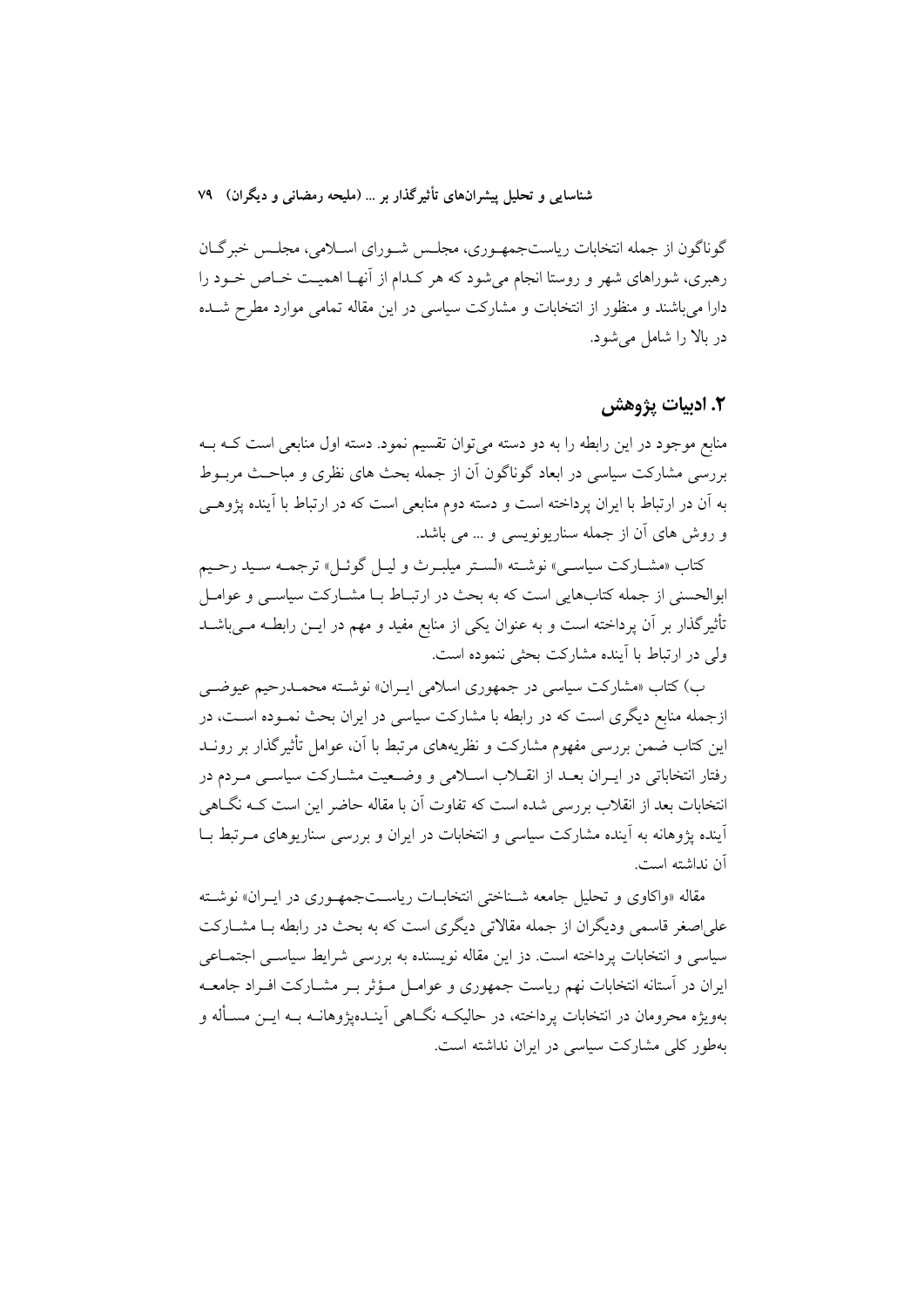گوناگون از جمله انتخابات ریاست‌جمهوری، مجلس شورای اسلامی، مجلس خبرگان رهبری، شوراهای شهر و روستا انجام می‌شود که هر کدام از آنها اهمیت خاص خود را دارا می‌باشند و منظور از انتخابات و مشارکت سیاسی در این مقاله تمامی موارد مطرح شده در بالا را شامل می‌شود.

## ۲. ادبیات پژوهش

منابع موجود در این رابطه را به دو دسته می‌توان تقسیم نمود. دسته اول منابعی است که به بررسی مشارکت سیاسی در ابعاد گوناگون آن از جمله بحث های نظری و مباحث مربوط به آن در ارتباط با ایران پرداخته است و دسته دوم منابعی است که در ارتباط با آینده پژوهی و روش های آن از جمله سناریونویسی و ... می باشد.

کتاب «مشارکت سیاسی» نوشته «لستر میلبرث و لیل گوئل» ترجمه سید رحیم ابوالحسنی از جمله کتاب‌هایی است که به بحث در ارتباط با مشارکت سیاسی و عوامل تأثیرگذار بر آن پرداخته است و به عنوان یکی از منابع مفید و مهم در این رابطه می‌باشد ولی در ارتباط با آینده مشارکت بحثی ننموده است.

ب) کتاب «مشارکت سیاسی در جمهوری اسلامی ایران» نوشته محمدرحیم عیوضی ازجمله منابع دیگری است که در رابطه با مشارکت سیاسی در ایران بحث نموده است، در این کتاب ضمن بررسی مفهوم مشارکت و نظریه‌های مرتبط با آن، عوامل تأثیرگذار بر روند رفتار انتخاباتی در ایران بعد از انقلاب اسلامی و وضعیت مشارکت سیاسی مردم در انتخابات بعد از انقلاب بررسی شده است که تفاوت آن با مقاله حاضر این است که نگاهی آینده پژوهانه به آینده مشارکت سیاسی و انتخابات در ایران و بررسی سناریوهای مرتبط با آن نداشته است.

مقاله «واکاوی و تحلیل جامعه شناختی انتخابات ریاست‌جمهوری در ایران» نوشته علی‌اصغر قاسمی ودیگران از جمله مقالاتی دیگری است که به بحث در رابطه با مشارکت سیاسی و انتخابات پرداخته است. دز این مقاله نویسنده به بررسی شرایط سیاسی اجتماعی ایران در آستانه انتخابات نهم ریاست جمهوری و عوامل مؤثر بر مشارکت افراد جامعه به‌ویژه محرومان در انتخابات پرداخته، در حالیکه نگاهی آینده‌پژوهانه به این مسأله و به‌طور کلی مشارکت سیاسی در ایران نداشته است.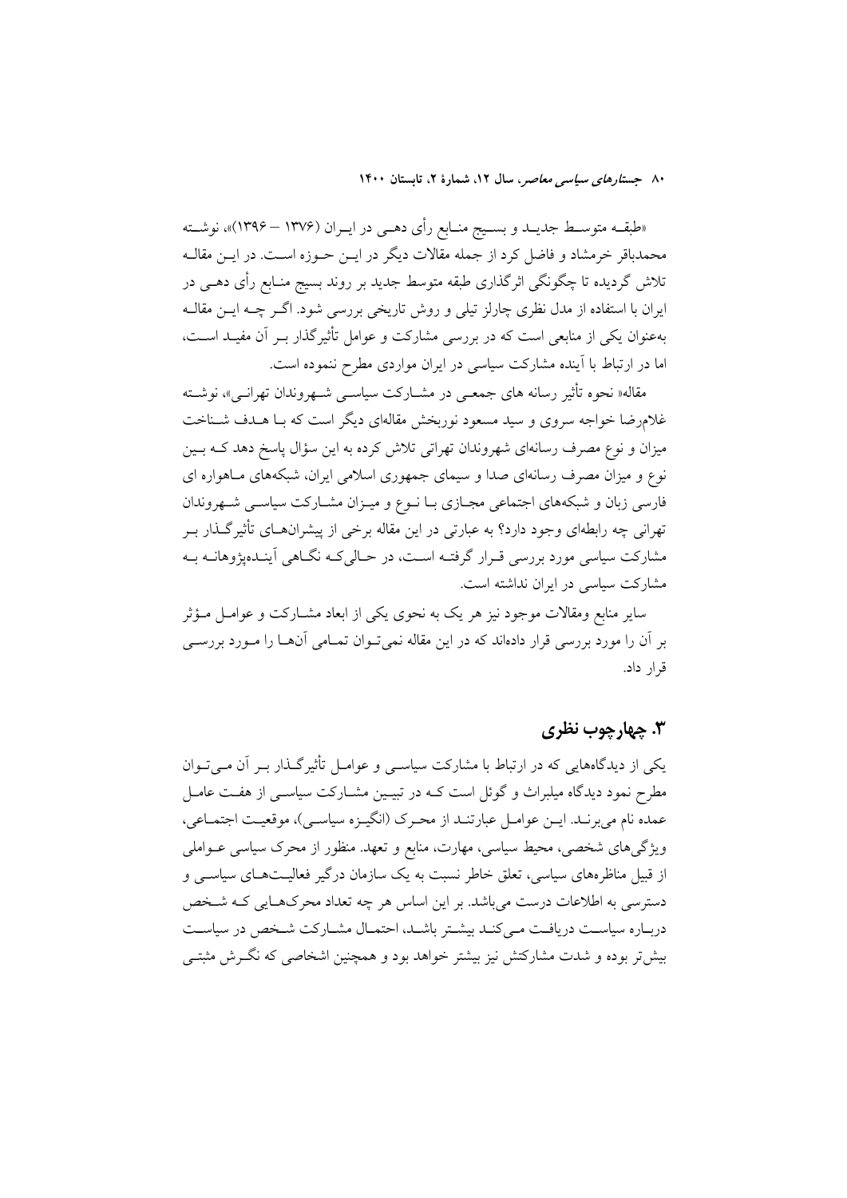«طبقه متوسط جدید و بسیج منابع رأی دهی در ایران (۱۳۷۶ – ۱۳۹۶)»، نوشته محمدباقر خرمشاد و فاضل کرد از جمله مقالات دیگر در این حوزه است. در این مقاله تلاش گردیده تا چگونگی اثرگذاری طبقه متوسط جدید بر روند بسیج منابع رأی دهی در ایران با استفاده از مدل نظری چارلز تیلی و روش تاریخی بررسی شود. اگر چه این مقاله به‌عنوان یکی از منابعی است که در بررسی مشارکت و عوامل تأثیرگذار بر آن مفید است، اما در ارتباط با آینده مشارکت سیاسی در ایران مواردی مطرح ننموده است.

مقاله« نحوه تأثیر رسانه های جمعی در مشارکت سیاسی شهروندان تهرانی»، نوشته غلامرضا خواجه سروی و سید مسعود نوربخش مقاله‌ای دیگر است که با هدف شناخت میزان و نوع مصرف رسانه‌ای شهروندان تهراتی تلاش کرده به این سؤال پاسخ دهد که بین نوع و میزان مصرف رسانه‌ای صدا و سیمای جمهوری اسلامی ایران، شبکه‌های ماهواره ای فارسی زبان و شبکه‌های اجتماعی مجازی با نوع و میزان مشارکت سیاسی شهروندان تهرانی چه رابطه‌ای وجود دارد؟ به عبارتی در این مقاله برخی از پیشران‌های تأثیرگذار بر مشارکت سیاسی مورد بررسی قرار گرفته است، در حالی‌که نگاهی آینده‌پژوهانه به مشارکت سیاسی در ایران نداشته است.

سایر منابع ومقالات موجود نیز هر یک به نحوی یکی از ابعاد مشارکت و عوامل مؤثر بر آن را مورد بررسی قرار داده‌اند که در این مقاله نمی‌توان تمامی آن‌ها را مورد بررسی قرار داد.

## ۳. چهارچوب نظری

یکی از دیدگاه‌هایی که در ارتباط با مشارکت سیاسی و عوامل تأثیرگذار بر آن می‌توان مطرح نمود دیدگاه میلبراث و گوئل است که در تبیین مشارکت سیاسی از هفت عامل عمده نام می‌برند. این عوامل عبارتند از محرک (انگیزه سیاسی)، موقعیت اجتماعی، ویژگی‌های شخصی، محیط سیاسی، مهارت، منابع و تعهد. منظور از محرک سیاسی عواملی از قبیل مناظره‌های سیاسی، تعلق خاطر نسبت به یک سازمان درگیر فعالیت‌های سیاسی و دسترسی به اطلاعات درست می‌باشد. بر این اساس هر چه تعداد محرک‌هایی که شخص درباره سیاست دریافت می‌کند بیشتر باشد، احتمال مشارکت شخص در سیاست بیش‌تر بوده و شدت مشارکتش نیز بیشتر خواهد بود و همچنین اشخاصی که نگرش مثبتی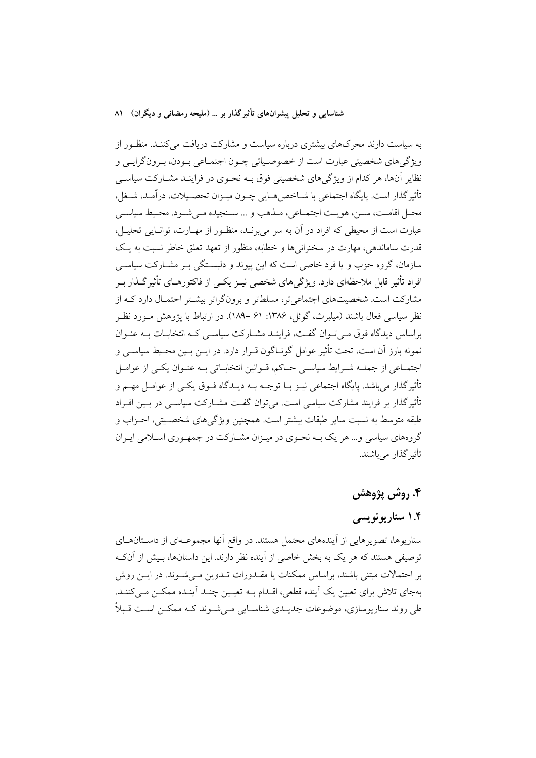به سیاست دارند محرک‌های بیشتری درباره سیاست و مشارکت دریافت می‌کنند. منظور از ویژگی‌های شخصیتی عبارت است از خصوصیاتی چون اجتماعی بودن، برون‌گرایی و نظایر آن‌ها، هر کدام از ویژگی‌های شخصیتی فوق به نحوی در فرایند مشارکت سیاسی تأثیرگذار است. پایگاه اجتماعی با شاخص‌هایی چون میزان تحصیلات، درآمد، شغل، محل اقامت، سن، هویت اجتماعی، مذهب و ... سنجیده می‌شود. محیط سیاسی عبارت است از محیطی که افراد در آن به سر می‌برند، منظور از مهارت، توانایی تحلیل، قدرت ساماندهی، مهارت در سخنرانی‌ها و خطابه، منظور از تعهد تعلق خاطر نسبت به یک سازمان، گروه حزب و یا فرد خاصی است که این پیوند و دلبستگی بر مشارکت سیاسی افراد تأثیر قابل ملاحظه‌ای دارد. ویژگی‌های شخصی نیز یکی از فاکتورهای تأثیرگذار بر مشارکت است. شخصیت‌های اجتماعی‌تر، مسلط‌تر و برون‌گراتر بیشتر احتمال دارد که از نظر سیاسی فعال باشند (میلبرث، گوئل، ۱۳۸۶: ۶۱ -۱۸۹). در ارتباط با پژوهش مورد نظر براساس دیدگاه فوق می‌توان گفت، فرایند مشارکت سیاسی که انتخابات به عنوان نمونه بارز آن است، تحت تأثیر عوامل گوناگون قرار دارد. در این بین محیط سیاسی و اجتماعی از جمله شرایط سیاسی حاکم، قوانین انتخاباتی به عنوان یکی از عوامل تأثیرگذار می‌باشد. پایگاه اجتماعی نیز با توجه به دیدگاه فوق یکی از عوامل مهم و تأثیرگذار بر فرایند مشارکت سیاسی است. می‌توان گفت مشارکت سیاسی در بین افراد طبقه متوسط به نسبت سایر طبقات بیشتر است. همچنین ویژگی‌های شخصیتی، احزاب و گروه‌های سیاسی و... هر یک به نحوی در میزان مشارکت در جمهوری اسلامی ایران تأثیرگذار می‌باشند.

## ۴. روش پژوهش

### ۱.۴ سناریونویسی

سناریوها، تصویرهایی از آینده‌های محتمل هستند. در واقع آنها مجموعه‌ای از داستان‌های توصیفی هستند که هر یک به بخش خاصی از آینده نظر دارند. این داستان‌ها، بیش از آن‌که بر احتمالات مبتنی باشند، براساس ممکنات یا مقدورات تدوین می‌شوند. در این روش به‌جای تلاش برای تعیین یک آینده قطعی، اقدام به تعیین چند آینده ممکن می‌کنند. طی روند سناریوسازی، موضوعات جدیدی شناسایی می‌شوند که ممکن است قبلاً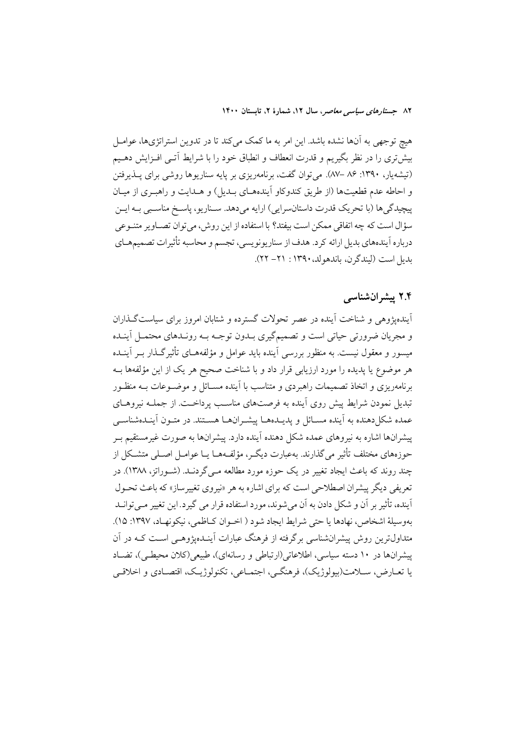هیچ توجهی به آن‌ها نشده باشد. این امر به ما کمک می‌کند تا در تدوین استراتژی‌ها، عوامل بیش‌تری را در نظر بگیریم و قدرت انعطاف و انطباق خود را با شرایط آتی افزایش دهیم (تیشه‌یار، ۱۳۹۰: ۸۶ –۸۷). می‌توان گفت، برنامه‌ریزی بر پایه سناریوها روشی برای پذیرفتن و احاطه عدم قطعیت‌ها (از طریق کندوکاو آینده‌های بدیل) و هدایت و راهبری از میان پیچیدگی‌ها (با تحریک قدرت داستان‌سرایی) ارایه می‌دهد. سناریو، پاسخ مناسبی به این سؤال است که چه اتفاقی ممکن است بیفتد؟ با استفاده از این روش، می‌توان تصاویر متنوعی درباره آینده‌های بدیل ارائه کرد. هدف از سناریونویسی، تجسم و محاسبه تأثیرات تصمیم‌های بدیل است (لیندگرن، باندهولد، ۱۳۹۰ : ۲۱– ۲۲).

## ۲.۴ پیشران‌شناسی

آینده‌پژوهی و شناخت آینده در عصر تحولات گسترده و شتابان امروز برای سیاست‌گذاران و مجریان ضرورتی حیاتی است و تصمیم‌گیری بدون توجه به روندهای محتمل آینده میسور و معقول نیست. به منظور بررسی آینده باید عوامل و مؤلفه‌های تأثیرگذار بر آینده هر موضوع یا پدیده را مورد ارزیابی قرار داد و با شناخت صحیح هر یک از این مؤلفه‌ها به برنامه‌ریزی و اتخاذ تصمیمات راهبردی و متناسب با آینده مسائل و موضوعات به منظور تبدیل نمودن شرایط پیش روی آینده به فرصت‌های مناسب پرداخت. از جمله نیروهای عمده شکل‌دهنده به آینده مسائل و پدیده‌ها پیشران‌ها هستند. در متون آینده‌شناسی پیشران‌ها اشاره به نیروهای عمده شکل دهنده آینده دارد. پیشران‌ها به صورت غیرمستقیم بر حوزه‌های مختلف تأثیر می‌گذارند. به‌عبارت دیگر، مؤلفه‌ها یا عوامل اصلی متشکل از چند روند که باعث ایجاد تغییر در یک حوزه مورد مطالعه می‌گردند. (شوراتز، ۱۳۸۸). در تعریفی دیگر پیشران اصطلاحی است که برای اشاره به هر «نیروی تغییرساز» که باعث تحول آینده، تأثیر بر آن و شکل دادن به آن می‌شوند، مورد استفاده قرار می گیرد. این تغییر می‌تواند به‌وسیلۀ اشخاص، نهادها یا حتی شرایط ایجاد شود ( اخوان کاظمی، نیکونهاد، ۱۳۹۷: ۱۵). متداول‌ترین روش پیشران‌شناسی برگرفته از فرهنگ عبارات آینده‌پژوهی است که در آن پیشران‌ها در ۱۰ دسته سیاسی، اطلاعاتی(ارتباطی و رسانه‌ای)، طبیعی(کلان محیطی)، تضاد یا تعارض، سلامت(بیولوژیک)، فرهنگی، اجتماعی، تکنولوژیک، اقتصادی و اخلاقی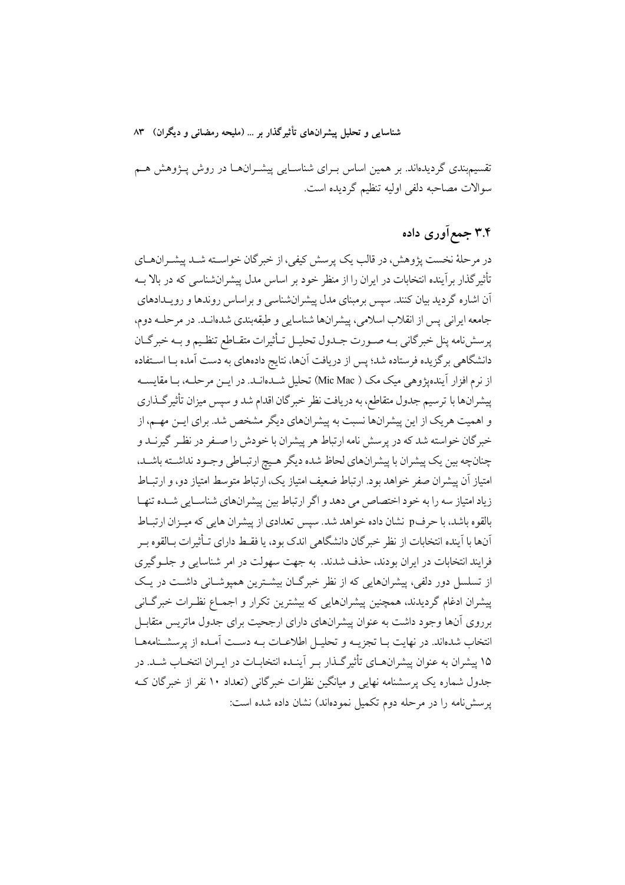تقسیم‌بندی گردیده‌اند. بر همین اساس بـرای شناسـایی پیشـران‌هـا در روش پـژوهش هـم سوالات مصاحبه دلفی اولیه تنظیم گردیده است.

## ۳.۴ جمع‌آوری داده

در مرحلهٔ نخست پژوهش، در قالب یک پرسش کیفی، از خبرگان خواسـته شـد پیشـران‌هـای تأثیرگذار برآینده انتخابات در ایران را از منظر خود بر اساس مدل پیشران‌شناسی که در بالا بـه آن اشاره گردید بیان کنند. سپس برمبنای مدل پیشران‌شناسی و براساس روندها و رویـدادهای جامعه ایرانی پس از انقلاب اسلامی، پیشران‌ها شناسایی و طبقه‌بندی شده‌انـد. در مرحلـه دوم، پرسش‌نامه پنل خبرگانی بـه صـورت جـدول تحلیـل تـأثیرات متقـاطع تنظـیم و بـه خبرگـان دانشگاهی برگزیده فرستاده شد؛ پس از دریافت آن‌ها، نتایج داده‌های به دست آمده بـا اسـتفاده از نرم افزار آینده‌پژوهی میک مک ( Mic Mac) تحلیل شـده‌انـد. در ایـن مرحلـه، بـا مقایسـه پیشران‌ها با ترسیم جدول متقاطع، به دریافت نظر خبرگان اقدام شد و سپس میزان تأثیرگـذاری و اهمیت هریک از این پیشران‌ها نسبت به پیشران‌های دیگر مشخص شد. برای ایـن مهـم، از خبرگان خواسته شد که در پرسش نامه ارتباط هر پیشران با خودش را صـفر در نظـر گیرنـد و چنان‌چه بین یک پیشران با پیشران‌های لحاظ شده دیگر هـیچ ارتبـاطی وجـود نداشـته باشـد، امتیاز آن پیشران صفر خواهد بود. ارتباط ضعیف امتیاز یک، ارتباط متوسط امتیاز دو، و ارتبـاط زیاد امتیاز سه را به خود اختصاص می دهد و اگر ارتباط بین پیشران‌های شناسـایی شـده تنهـا بالقوه باشد، با حرفp نشان داده خواهد شد. سپس تعدادی از پیشران هایی که میـزان ارتبـاط آن‌ها با آینده انتخابات از نظر خبرگان دانشگاهی اندک بود، یا فقـط دارای تـأثیرات بـالقوه بـر فرایند انتخابات در ایران بودند، حذف شدند. به جهت سهولت در امر شناسایی و جلـوگیری از تسلسل دور دلفی، پیشران‌هایی که از نظر خبرگـان بیشـترین همپوشـانی داشـت در یـک پیشران ادغام گردیدند، همچنین پیشران‌هایی که بیشترین تکرار و اجمـاع نظـرات خبرگـانی برروی آن‌ها وجود داشت به عنوان پیشران‌های دارای ارجحیت برای جدول ماتریس متقابـل انتخاب شده‌اند. در نهایت بـا تجزیـه و تحلیـل اطلاعـات بـه دسـت آمـده از پرسشـنامه‌هـا ۱۵ پیشران به عنوان پیشران‌هـای تأثیرگـذار بـر آینـده انتخابـات در ایـران انتخـاب شـد. در جدول شماره یک پرسشنامه نهایی و میانگین نظرات خبرگانی (تعداد ۱۰ نفر از خبرگان کـه پرسش‌نامه را در مرحله دوم تکمیل نموده‌اند) نشان داده شده است: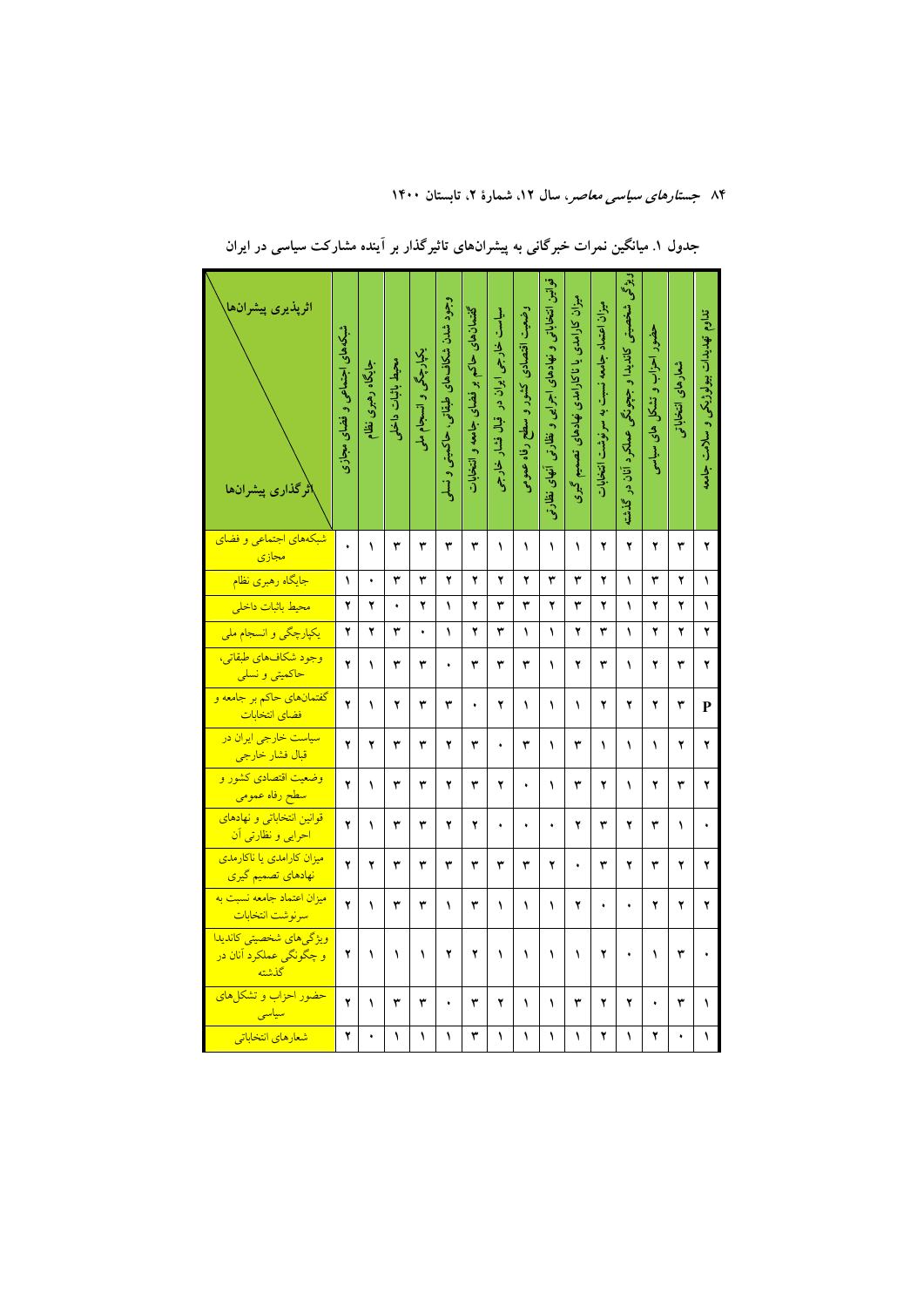جدول ۱. میانگین نمرات خبرگانی به پیشران‌های تاثیرگذار بر آینده مشارکت سیاسی در ایران

| اثرپذیری پیشران‌ها / اثرگذاری پیشران‌ها | شبکه‌های اجتماعی و فضای مجازی | جایگاه رهبری نظام | محیط بابات داخلی | یکپارچگی و انسجام ملی | وجود شدن شکاف‌های طبقاتی، حاکمیتی و نسلی | گفتمان‌های حاکم بر فضای جامعه و انتخابات | سیاست خارجی ایران در قبال فشار خارجی | وضعیت اقتصادی کشور و سطح رفاه عمومی | قوانین انتخاباتی و نهادهای اجرایی و نظارتی آنهای نظارتی | میزان کارامدی یا ناکارامدی نهادهای تصمیم گیری | میزان اعتماد جامعه نسبت به سرنوشت انتخابات | ویژگی شخصیتی کاندیدا و چگونگی عملکرد آنان در گذشته | حضور احزاب و تشکل های سیاسی | شعارهای انتخاباتی | تداوم تهدیدات بیولوژیکی و سلامت جامعه |
|---|---|---|---|---|---|---|---|---|---|---|---|---|---|---|---|
| شبکه‌های اجتماعی و فضای مجازی | ۰ | ۱ | ۳ | ۳ | ۳ | ۳ | ۱ | ۱ | ۱ | ۱ | ۲ | ۲ | ۲ | ۳ | ۲ |
| جایگاه رهبری نظام | ۱ | ۰ | ۳ | ۳ | ۲ | ۲ | ۲ | ۲ | ۳ | ۳ | ۲ | ۱ | ۳ | ۲ | ۱ |
| محیط بابات داخلی | ۲ | ۲ | ۰ | ۲ | ۱ | ۲ | ۳ | ۳ | ۲ | ۳ | ۲ | ۱ | ۲ | ۲ | ۱ |
| یکپارچگی و انسجام ملی | ۲ | ۲ | ۳ | ۰ | ۱ | ۲ | ۳ | ۱ | ۱ | ۲ | ۳ | ۱ | ۲ | ۲ | ۲ |
| وجود شکاف‌های طبقاتی، حاکمیتی و نسلی | ۲ | ۱ | ۳ | ۳ | ۰ | ۳ | ۳ | ۳ | ۱ | ۲ | ۳ | ۱ | ۲ | ۳ | ۲ |
| گفتمان‌های حاکم بر جامعه و فضای انتخابات | ۲ | ۱ | ۲ | ۳ | ۳ | ۰ | ۲ | ۱ | ۱ | ۱ | ۲ | ۲ | ۲ | ۳ | P |
| سیاست خارجی ایران در قبال فشار خارجی | ۲ | ۲ | ۳ | ۳ | ۲ | ۳ | ۰ | ۳ | ۱ | ۳ | ۱ | ۱ | ۱ | ۲ | ۲ |
| وضعیت اقتصادی کشور و سطح رفاه عمومی | ۲ | ۱ | ۳ | ۳ | ۲ | ۳ | ۲ | ۰ | ۱ | ۳ | ۲ | ۱ | ۲ | ۳ | ۲ |
| قوانین انتخاباتی و نهادهای اجرایی و نظارتی آن | ۲ | ۱ | ۳ | ۳ | ۲ | ۲ | ۰ | ۰ | ۰ | ۲ | ۳ | ۲ | ۳ | ۱ | ۰ |
| میزان کارامدی یا ناکارمدی نهادهای تصمیم گیری | ۲ | ۲ | ۳ | ۳ | ۳ | ۳ | ۳ | ۳ | ۲ | ۰ | ۳ | ۲ | ۳ | ۲ | ۲ |
| میزان اعتماد جامعه نسبت به سرنوشت انتخابات | ۲ | ۱ | ۳ | ۳ | ۱ | ۳ | ۱ | ۱ | ۱ | ۲ | ۰ | ۰ | ۲ | ۲ | ۲ |
| ویژگی‌های شخصیتی کاندیدا و چگونگی عملکرد آنان در گذشته | ۲ | ۱ | ۱ | ۱ | ۲ | ۲ | ۱ | ۱ | ۱ | ۱ | ۲ | ۰ | ۱ | ۳ | ۰ |
| حضور احزاب و تشکل‌های سیاسی | ۲ | ۱ | ۳ | ۳ | ۰ | ۳ | ۲ | ۱ | ۱ | ۳ | ۲ | ۲ | ۰ | ۳ | ۱ |
| شعارهای انتخاباتی | ۲ | ۰ | ۱ | ۱ | ۱ | ۳ | ۱ | ۱ | ۱ | ۱ | ۲ | ۱ | ۲ | ۰ | ۱ |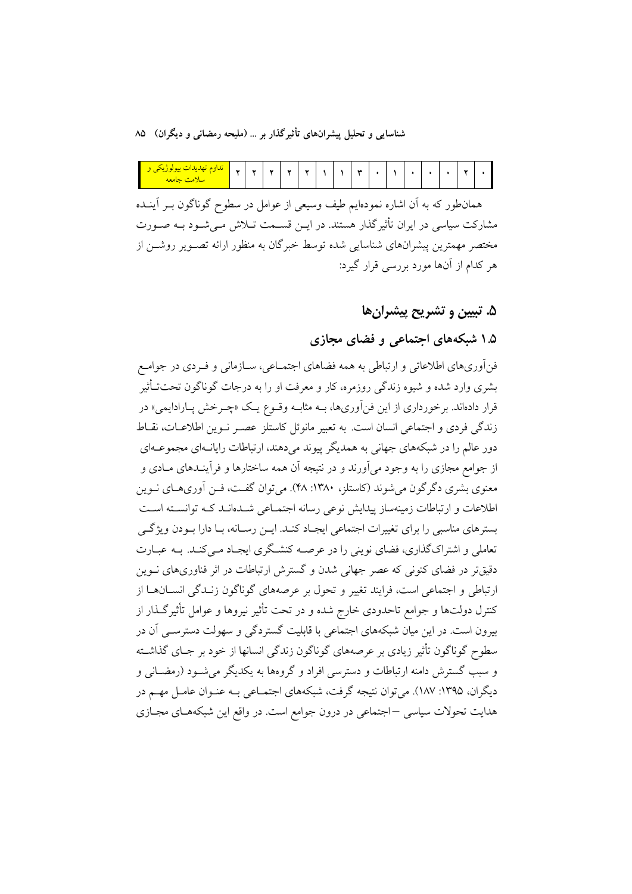| تداوم تهدیدات بیولوژیکی و سلامت جامعه | ۲ | ۲ | ۲ | ۲ | ۲ | ۱ | ۱ | ۳ | ۰ | ۱ | ۰ | ۰ | ۰ | ۲ | ۰ |
|---|---|---|---|---|---|---|---|---|---|---|---|---|---|---|---|

همان‌طور که به آن اشاره نموده‌ایم طیف وسیعی از عوامل در سطوح گوناگون بر آینده مشارکت سیاسی در ایران تأثیرگذار هستند. در این قسمت تلاش می‌شود به صورت مختصر مهمترین پیشران‌های شناسایی شده توسط خبرگان به منظور ارائه تصویر روشن از هر کدام از آن‌ها مورد بررسی قرار گیرد:

## ۵. تبیین و تشریح پیشران‌ها

### ۱.۵ شبکه‌های اجتماعی و فضای مجازی

فن‌آوری‌های اطلاعاتی و ارتباطی به همه فضاهای اجتماعی، سازمانی و فردی در جوامع بشری وارد شده و شیوه زندگی روزمره، کار و معرفت او را به درجات گوناگون تحت‌تأثیر قرار داده‌اند. برخورداری از این فن‌آوری‌ها، به مثابه وقوع یک «چرخش پارادایمی» در زندگی فردی و اجتماعی انسان است. به تعبیر مانوئل کاستلز عصر نوین اطلاعات، نقاط دور عالم را در شبکه‌های جهانی به همدیگر پیوند می‌دهند، ارتباطات رایانه‌ای مجموعه‌ای از جوامع مجازی را به وجود می‌آورند و در نتیجه آن همه ساختارها و فرآیندهای مادی و معنوی بشری دگرگون می‌شوند (کاستلز، ۱۳۸۰: ۴۸). می‌توان گفت، فن آوری‌های نوین اطلاعات و ارتباطات زمینه‌ساز پیدایش نوعی رسانه اجتماعی شده‌اند که توانسته است بسترهای مناسبی را برای تغییرات اجتماعی ایجاد کند. این رسانه، با دارا بودن ویژگی تعاملی و اشتراک‌گذاری، فضای نوینی را در عرصه کنشگری ایجاد می‌کند. به عبارت دقیق‌تر در فضای کنونی که عصر جهانی شدن و گسترش ارتباطات در اثر فناوری‌های نوین ارتباطی و اجتماعی است، فرایند تغییر و تحول بر عرصه‌های گوناگون زندگی انسان‌ها از کنترل دولت‌ها و جوامع تاحدودی خارج شده و در تحت تأثیر نیروها و عوامل تأثیرگذار از بیرون است. در این میان شبکه‌های اجتماعی با قابلیت گستردگی و سهولت دسترسی آن در سطوح گوناگون تأثیر زیادی بر عرصه‌های گوناگون زندگی انسانها از خود بر جای گذاشته و سبب گسترش دامنه ارتباطات و دسترسی افراد و گروهها به یکدیگر می‌شود (رمضانی و دیگران، ۱۳۹۵: ۱۸۷). می‌توان نتیجه گرفت، شبکه‌های اجتماعی به عنوان عامل مهم در هدایت تحولات سیاسی –اجتماعی در درون جوامع است. در واقع این شبکه‌های مجازی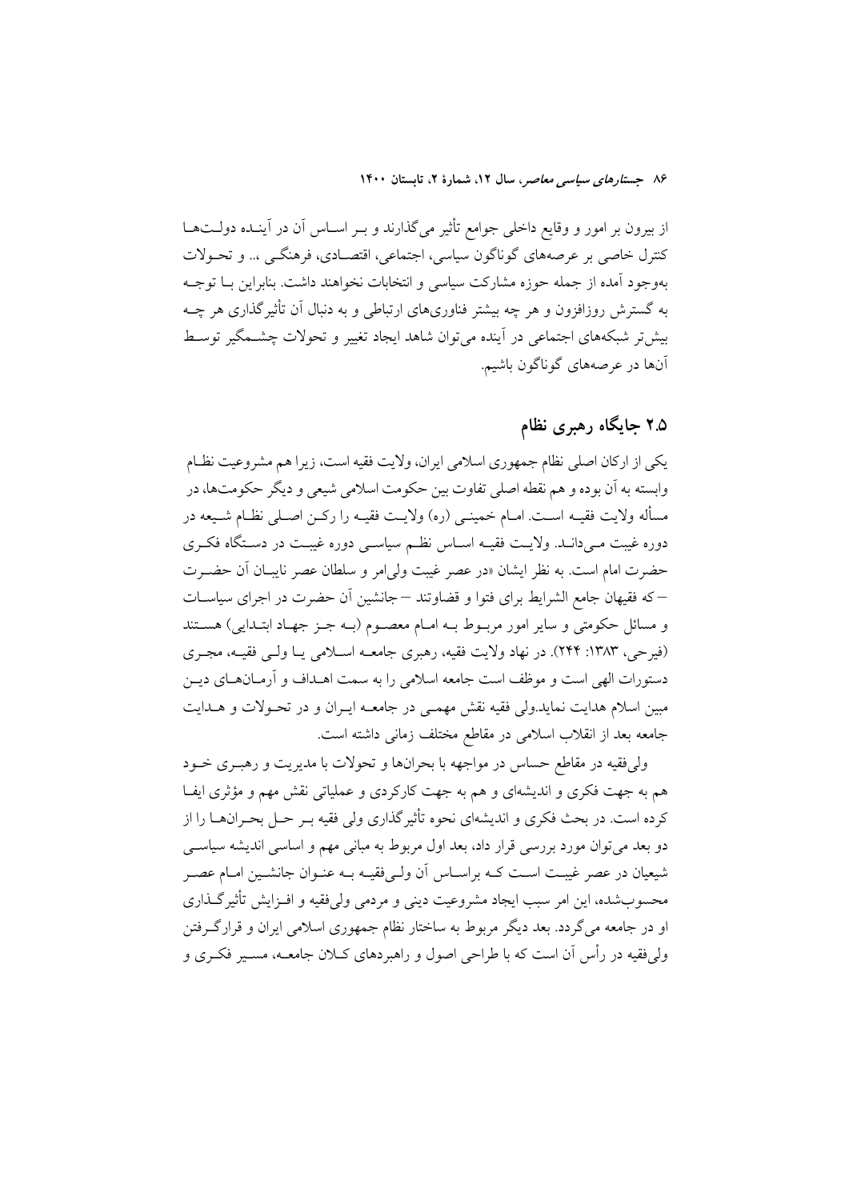از بیرون بر امور و وقایع داخلی جوامع تأثیر می‌گذارند و بـر اسـاس آن در آینـده دولـت‌هـا کنترل خاصی بر عرصه‌های گوناگون سیاسی، اجتماعی، اقتصـادی، فرهنگـی ،.. و تحـولات به‌وجود آمده از جمله حوزه مشارکت سیاسی و انتخابات نخواهند داشت. بنابراین بـا توجـه به گسترش روزافزون و هر چه بیشتر فناوری‌های ارتباطی و به دنبال آن تأثیرگذاری هر چـه بیش‌تر شبکه‌های اجتماعی در آینده می‌توان شاهد ایجاد تغییر و تحولات چشـمگیر توسـط آن‌ها در عرصه‌های گوناگون باشیم.

## ۲.۵ جایگاه رهبری نظام

یکی از ارکان اصلی نظام جمهوری اسلامی ایران، ولایت فقیه است، زیرا هم مشروعیت نظـام وابسته به آن بوده و هم نقطه اصلی تفاوت بین حکومت اسلامی شیعی و دیگر حکومت‌ها، در مسأله ولایت فقیـه اسـت. امـام خمینـی (ره) ولایـت فقیـه را رکـن اصـلی نظـام شـیعه در دوره غیبت مـی‌دانـد. ولایـت فقیـه اسـاس نظـم سیاسـی دوره غیبـت در دسـتگاه فکـری حضرت امام است. به نظر ایشان «در عصر غیبت ولی‌امر و سلطان عصر نایبـان آن حضـرت –که فقیهان جامع الشرایط برای فتوا و قضاوتند –جانشین آن حضرت در اجرای سیاسـات و مسائل حکومتی و سایر امور مربـوط بـه امـام معصـوم (بـه جـز جهـاد ابتـدایی) هسـتند (فیرحی، ۱۳۸۳: ۲۴۴). در نهاد ولایت فقیه، رهبری جامعـه اسـلامی یـا ولـی فقیـه، مجـری دستورات الهی است و موظف است جامعه اسلامی را به سمت اهـداف و آرمـان‌هـای دیـن مبین اسلام هدایت نماید.ولی فقیه نقش مهمـی در جامعـه ایـران و در تحـولات و هـدایت جامعه بعد از انقلاب اسلامی در مقاطع مختلف زمانی داشته است.

ولی‌فقیه در مقاطع حساس در مواجهه با بحران‌ها و تحولات با مدیریت و رهبـری خـود هم به جهت فکری و اندیشه‌ای و هم به جهت کارکردی و عملیاتی نقش مهم و مؤثری ایفـا کرده است. در بحث فکری و اندیشه‌ای نحوه تأثیرگذاری ولی فقیه بـر حـل بحـران‌هـا را از دو بعد می‌توان مورد بررسی قرار داد، بعد اول مربوط به مبانی مهم و اساسی اندیشه سیاسـی شیعیان در عصر غیبـت اسـت کـه براسـاس آن ولـی‌فقیـه بـه عنـوان جانشـین امـام عصـر محسوب‌شده، این امر سبب ایجاد مشروعیت دینی و مردمی ولی‌فقیه و افـزایش تأثیرگـذاری او در جامعه می‌گردد. بعد دیگر مربوط به ساختار نظام جمهوری اسلامی ایران و قرارگـرفتن ولی‌فقیه در رأس آن است که با طراحی اصول و راهبردهای کـلان جامعـه، مسـیر فکـری و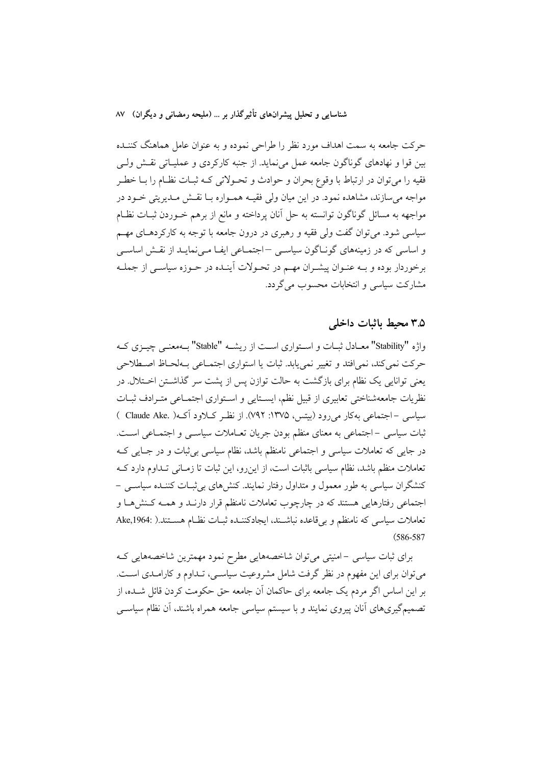حرکت جامعه به سمت اهداف مورد نظر را طراحی نموده و به عنوان عامل هماهنگ کننده بین قوا و نهادهای گوناگون جامعه عمل می‌نماید. از جنبه کارکردی و عملیاتی نقش ولی فقیه را می‌توان در ارتباط با وقوع بحران و حوادث و تحولاتی که ثبات نظام را با خطر مواجه می‌سازند، مشاهده نمود. در این میان ولی فقیه همواره با نقش مدیریتی خود در مواجهه به مسائل گوناگون توانسته به حل آنان پرداخته و مانع از برهم خوردن ثبات نظام سیاسی شود. می‌توان گفت ولی فقیه و رهبری در درون جامعه با توجه به کارکردهای مهم و اساسی که در زمینه‌های گوناگون سیاسی – اجتماعی ایفا می‌نماید از نقش اساسی برخوردار بوده و به عنوان پیشران مهم در تحولات آینده در حوزه سیاسی از جمله مشارکت سیاسی و انتخابات محسوب می‌گردد.

## ۳.۵ محیط باثبات داخلی

واژه "Stability" معادل ثبات و استواری است از ریشه "Stable" به‌معنی چیزی که حرکت نمی‌کند، نمی‌افتد و تغییر نمی‌یابد. ثبات یا استواری اجتماعی به‌لحاظ اصطلاحی یعنی توانایی یک نظام برای بازگشت به حالت توازن پس از پشت سر گذاشتن اختلال. در نظریات جامعه‌شناختی تعابیری از قبیل نظم، ایستایی و استواری اجتماعی مترادف ثبات سیاسی – اجتماعی به‌کار می‌رود (بیتس، ۱۳۷۵: ۷۹۲). از نظر کلاود آکه( Claude Ake. ) ثبات سیاسی – اجتماعی به معنای منظم بودن جریان تعاملات سیاسی و اجتماعی است. در جایی که تعاملات سیاسی و اجتماعی نامنظم باشد، نظام سیاسی بی‌ثبات و در جایی که تعاملات منظم باشد، نظام سیاسی باثبات است، از این‌رو، این ثبات تا زمانی تداوم دارد که کنشگران سیاسی به طور معمول و متداول رفتار نمایند. کنش‌های بی‌ثبات کننده سیاسی – اجتماعی رفتارهایی هستند که در چارچوب تعاملات نامنظم قرار دارند و همه کنش‌ها و تعاملات سیاسی که نامنظم و بی‌قاعده نباشند، ایجادکننده ثبات نظام هستند.( Ake,1964: 586-587)

برای ثبات سیاسی – امنیتی می‌توان شاخصه‌هایی مطرح نمود مهمترین شاخصه‌هایی که می‌توان برای این مفهوم در نظر گرفت شامل مشروعیت سیاسی، تداوم و کارامدی است. بر این اساس اگر مردم یک جامعه برای حاکمان آن جامعه حق حکومت کردن قائل شده، از تصمیم‌گیری‌های آنان پیروی نمایند و با سیستم سیاسی جامعه همراه باشند، آن نظام سیاسی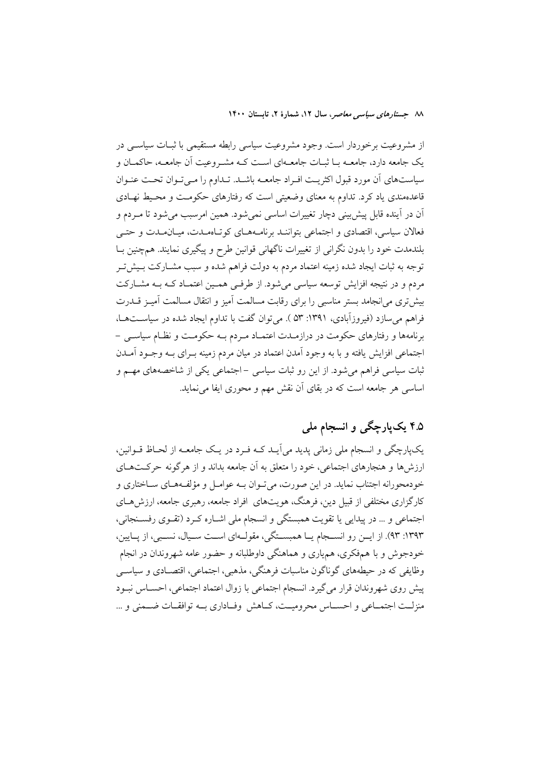از مشروعیت برخوردار است. وجود مشروعیت سیاسی رابطه مستقیمی با ثبات سیاسی در یک جامعه دارد، جامعه با ثبات جامعه‌ای است که مشروعیت آن جامعه، حاکمان و سیاست‌های آن مورد قبول اکثریت افراد جامعه باشد. تداوم را می‌توان تحت عنوان قاعده‌مندی یاد کرد. تداوم به معنای وضعیتی است که رفتارهای حکومت و محیط نهادی آن در آینده قابل پیش‌بینی دچار تغییرات اساسی نمی‌شود. همین امرسبب می‌شود تا مردم و فعالان سیاسی، اقتصادی و اجتماعی بتوانند برنامه‌های کوتاه‌مدت، میان‌مدت و حتی بلندمدت خود را بدون نگرانی از تغییرات ناگهانی قوانین طرح و پیگیری نمایند. همچنین با توجه به ثبات ایجاد شده زمینه اعتماد مردم به دولت فراهم شده و سبب مشارکت بیش‌تر مردم و در نتیجه افزایش توسعه سیاسی می‌شود. از طرفی همین اعتماد که به مشارکت بیش‌تری می‌انجامد بستر مناسبی را برای رقابت مسالمت آمیز و انتقال مسالمت آمیز قدرت فراهم می‌سازد (فیروزآبادی، ۱۳۹۱: ۵۳ ). می‌توان گفت با تداوم ایجاد شده در سیاست‌ها، برنامه‌ها و رفتارهای حکومت در درازمدت اعتماد مردم به حکومت و نظام سیاسی – اجتماعی افزایش یافته و با به وجود آمدن اعتماد در میان مردم زمینه برای به وجود آمدن ثبات سیاسی فراهم می‌شود. از این رو ثبات سیاسی – اجتماعی یکی از شاخصه‌های مهم و اساسی هر جامعه است که در بقای آن نقش مهم و محوری ایفا می‌نماید.

## ۴.۵ یک‌پارچگی و انسجام ملی

یک‌پارچگی و انسجام ملی زمانی پدید می‌آید که فرد در یک جامعه از لحاظ قوانین، ارزش‌ها و هنجارهای اجتماعی، خود را متعلق به آن جامعه بداند و از هرگونه حرکت‌های خودمحورانه اجتناب نماید. در این صورت، می‌توان به عوامل و مؤلفه‌های ساختاری و کارگزاری مختلفی از قبیل دین، فرهنگ، هویت‌های افراد جامعه، رهبری جامعه، ارزش‌های اجتماعی و ... در پیدایی یا تقویت همبستگی و انسجام ملی اشاره کرد (تقوی رفسنجانی، ۱۳۹۳: ۹۳). از این رو انسجام یا همبستگی، مقوله‌ای است سیال، نسبی، از پایین، خودجوش و با هم‌فکری، هم‌یاری و هماهنگی داوطلبانه و حضور عامه شهروندان در انجام وظایفی که در حیطه‌های گوناگون مناسبات فرهنگی، مذهبی، اجتماعی، اقتصادی و سیاسی پیش روی شهروندان قرار می‌گیرد. انسجام اجتماعی با زوال اعتماد اجتماعی، احساس نبود منزلت اجتماعی و احساس محرومیت، کاهش وفاداری به توافقات ضمنی و ...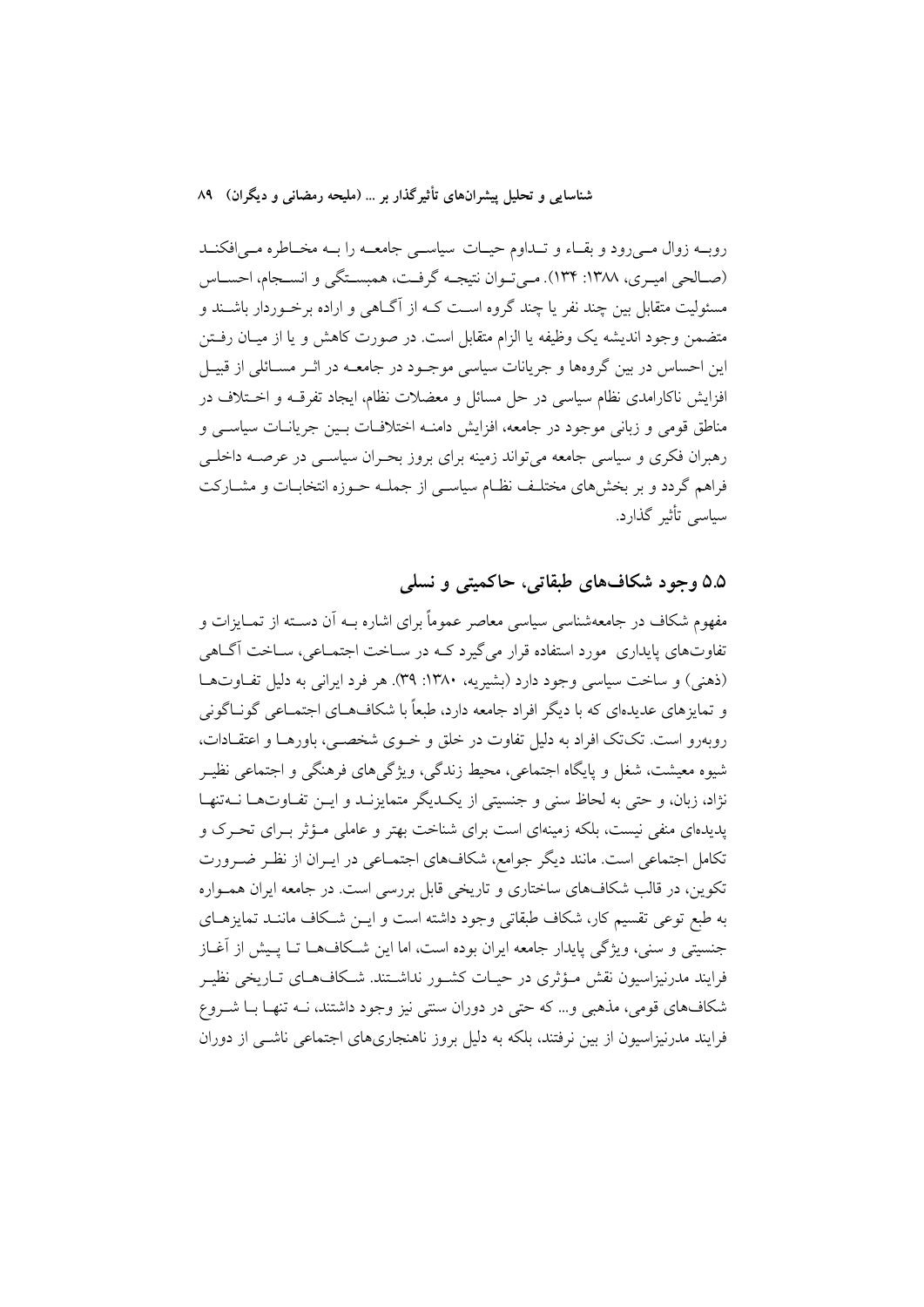روبــه زوال مــی‌رود و بقــاء و تــداوم حیــات سیاســی جامعــه را بــه مخــاطره مــی‌افکنــد (صــالحی امیــری، ۱۳۸۸: ۱۳۴). مــی‌تــوان نتیجــه گرفــت، همبســتگی و انســجام، احســاس مسئولیت متقابل بین چند نفر یا چند گروه اســت کــه از آگــاهی و اراده برخــوردار باشــند و متضمن وجود اندیشه یک وظیفه یا الزام متقابل است. در صورت کاهش و یا از میــان رفــتن این احساس در بین گروه‌ها و جریانات سیاسی موجــود در جامعــه در اثــر مســائلی از قبیــل افزایش ناکارامدی نظام سیاسی در حل مسائل و معضلات نظام، ایجاد تفرقــه و اخــتلاف در مناطق قومی و زبانی موجود در جامعه، افزایش دامنــه اختلافــات بــین جریانــات سیاســی و رهبران فکری و سیاسی جامعه می‌تواند زمینه برای بروز بحــران سیاســی در عرصــه داخلــی فراهم گردد و بر بخش‌های مختلــف نظــام سیاســی از جملــه حــوزه انتخابــات و مشــارکت سیاسی تأثیر گذارد.

## ۵.۵ وجود شکاف‌های طبقاتی، حاکمیتی و نسلی

مفهوم شکاف در جامعه‌شناسی سیاسی معاصر عموماً برای اشاره بــه آن دســته از تمــایزات و تفاوت‌های پایداری مورد استفاده قرار می‌گیرد کــه در ســاخت اجتمــاعی، ســاخت آگــاهی (ذهنی) و ساخت سیاسی وجود دارد (بشیریه، ۱۳۸۰: ۳۹). هر فرد ایرانی به دلیل تفــاوت‌هــا و تمایزهای عدیده‌ای که با دیگر افراد جامعه دارد، طبعاً با شکاف‌هــای اجتمــاعی گونــاگونی روبه‌رو است. تک‌تک افراد به دلیل تفاوت در خلق و خــوی شخصــی، باورهــا و اعتقــادات، شیوه معیشت، شغل و پایگاه اجتماعی، محیط زندگی، ویژگی‌های فرهنگی و اجتماعی نظیــر نژاد، زبان، و حتی به لحاظ سنی و جنسیتی از یکــدیگر متمایزنــد و ایــن تفــاوت‌هــا نــه‌تنهــا پدیده‌ای منفی نیست، بلکه زمینه‌ای است برای شناخت بهتر و عاملی مــؤثر بــرای تحــرک و تکامل اجتماعی است. مانند دیگر جوامع، شکاف‌های اجتمــاعی در ایــران از نظــر ضــرورت تکوین، در قالب شکاف‌های ساختاری و تاریخی قابل بررسی است. در جامعه ایران همــواره به طبع توعی تقسیم کار، شکاف طبقاتی وجود داشته است و ایــن شــکاف ماننــد تمایزهــای جنسیتی و سنی، ویژگی پایدار جامعه ایران بوده است، اما این شــکاف‌هــا تــا پــیش از آغــاز فرایند مدرنیزاسیون نقش مــؤثری در حیــات کشــور نداشــتند. شــکاف‌هــای تــاریخی نظیــر شکاف‌های قومی، مذهبی و... که حتی در دوران سنتی نیز وجود داشتند، نــه تنهــا بــا شــروع فرایند مدرنیزاسیون از بین نرفتند، بلکه به دلیل بروز ناهنجاری‌های اجتماعی ناشــی از دوران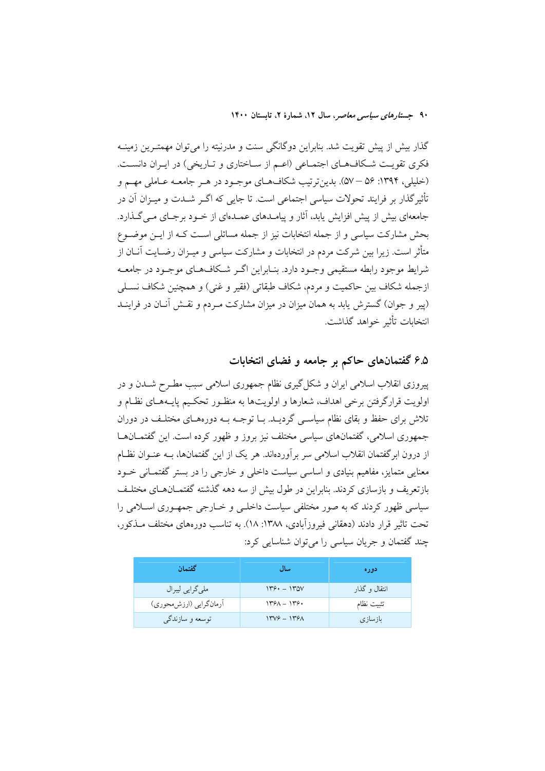گذار بیش از پیش تقویت شد. بنابراین دوگانگی سنت و مدرنیته را می‌توان مهمترین زمینه فکری تقویت شکاف‌های اجتماعی (اعم از ساختاری و تاریخی) در ایران دانست. (خلیلی، ۱۳۹۴: ۵۶ – ۵۷). بدین‌ترتیب شکاف‌های موجود در هر جامعه عاملی مهم و تأثیرگذار بر فرایند تحولات سیاسی اجتماعی است. تا جایی که اگر شدت و میزان آن در جامعه‌ای بیش از پیش افزایش یابد، آثار و پیامدهای عمده‌ای از خود برجای می‌گذارد. بحش مشارکت سیاسی و از جمله انتخابات نیز از جمله مسائلی است که از این موضوع متأثر است. زیرا بین شرکت مردم در انتخابات و مشارکت سیاسی و میزان رضایت آنان از شرایط موجود رابطه مستقیمی وجود دارد. بنابراین اگر شکاف‌های موجود در جامعه ازجمله شکاف بین حاکمیت و مردم، شکاف طبقاتی (فقیر و غنی) و همچنین شکاف نسلی (پیر و جوان) گسترش یابد به همان میزان در میزان مشارکت مردم و نقش آنان در فرایند انتخابات تأثیر خواهد گذاشت.

## ۶.۵ گفتمان‌های حاکم بر جامعه و فضای انتخابات

پیروزی انقلاب اسلامی ایران و شکل‌گیری نظام جمهوری اسلامی سبب مطرح شدن و در اولویت قرارگرفتن برخی اهداف، شعارها و اولویت‌ها به منظور تحکیم پایه‌های نظام و تلاش برای حفظ و بقای نظام سیاسی گردید. با توجه به دوره‌های مختلف در دوران جمهوری اسلامی، گفتمان‌های سیاسی مختلف نیز بروز و ظهور کرده است. این گفتمان‌ها از درون ابرگفتمان انقلاب اسلامی سر برآورده‌اند. هر یک از این گفتمان‌ها، به عنوان نظام معنایی متمایز، مفاهیم بنیادی و اساسی سیاست داخلی و خارجی را در بستر گفتمانی خود بازتعریف و بازسازی کردند. بنابراین در طول بیش از سه دهه گذشته گفتمان‌های مختلف سیاسی ظهور کردند که به صور مختلفی سیاست داخلی و خارجی جمهوری اسلامی را تحت تاثیر قرار دادند (دهقانی فیروزآبادی، ۱۳۸۸: ۱۸). به تناسب دوره‌های مختلف مذکور، چند گفتمان و جریان سیاسی را می‌توان شناسایی کرد:

| دوره | سال | گفتمان |
|---|---|---|
| انتقال و گذار | ۱۳۵۷ – ۱۳۶۰ | ملی‌گرایی لیبرال |
| تثبیت نظام | ۱۳۶۰ – ۱۳۶۸ | آرمان‌گرایی (ارزش‌محوری) |
| بازسازی | ۱۳۶۸ – ۱۳۷۶ | توسعه و سازندگی |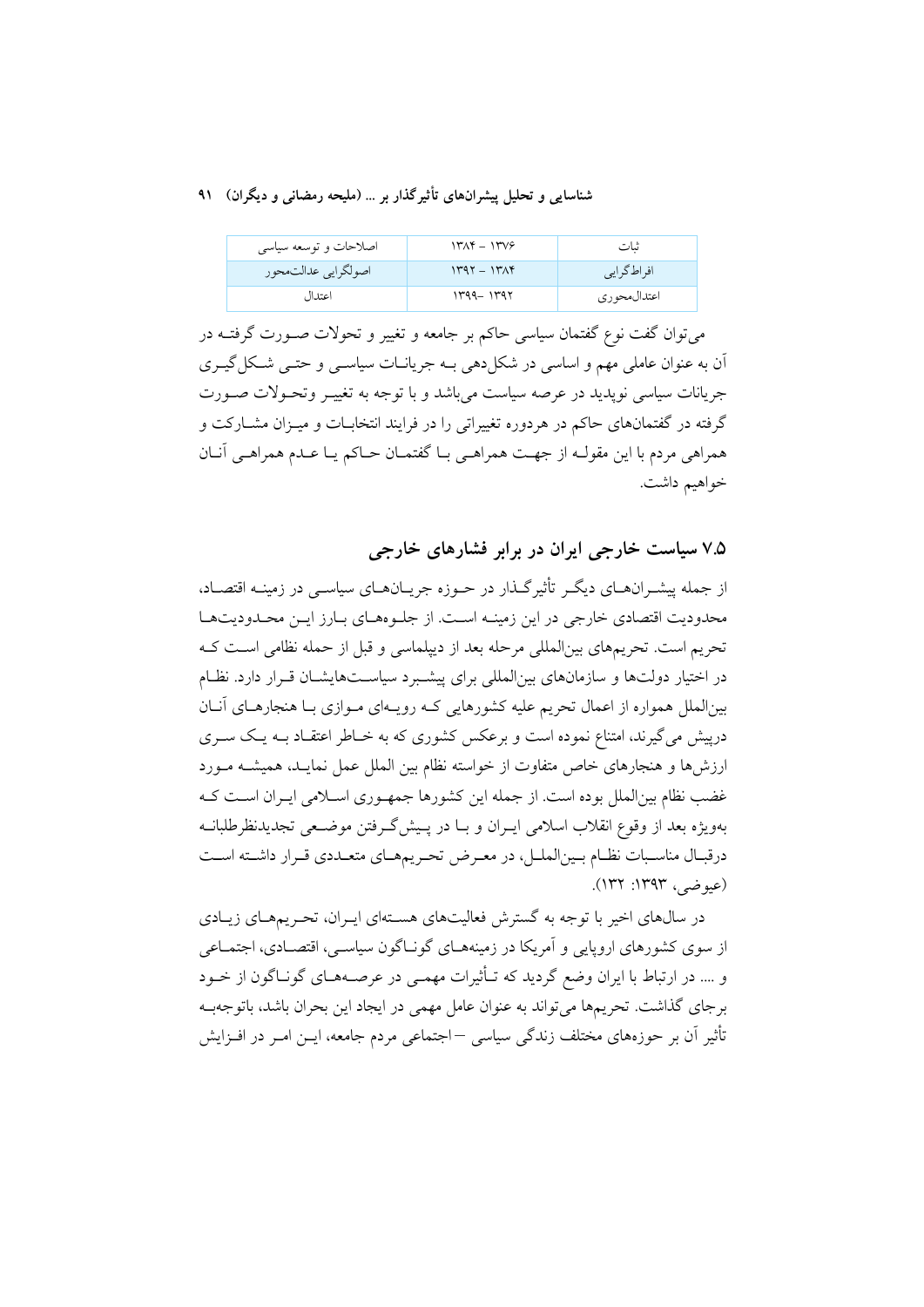| اصلاحات و توسعه سیاسی | ۱۳۸۴ - ۱۳۷۶ | ثبات |
| --- | --- | --- |
| اصولگرایی عدالت‌محور | ۱۳۹۲ - ۱۳۸۴ | افراط‌گرایی |
| اعتدال | ۱۳۹۹- ۱۳۹۲ | اعتدال‌محوری |

می‌توان گفت نوع گفتمان سیاسی حاکم بر جامعه و تغییر و تحولات صورت گرفته در آن به عنوان عاملی مهم و اساسی در شکل‌دهی به جریانات سیاسی و حتی شکل‌گیری جریانات سیاسی نوپدید در عرصه سیاست می‌باشد و با توجه به تغییر وتحولات صورت گرفته در گفتمان‌های حاکم در هردوره تغییراتی را در فرایند انتخابات و میزان مشارکت و همراهی مردم با این مقوله از جهت همراهی با گفتمان حاکم یا عدم همراهی آنان خواهیم داشت.

## ۷.۵ سیاست خارجی ایران در برابر فشارهای خارجی

از جمله پیشران‌های دیگر تأثیرگذار در حوزه جریان‌های سیاسی در زمینه اقتصاد، محدودیت اقتصادی خارجی در این زمینه است. از جلوه‌های بارز این محدودیت‌ها تحریم است. تحریم‌های بین‌المللی مرحله بعد از دیپلماسی و قبل از حمله نظامی است که در اختیار دولت‌ها و سازمان‌های بین‌المللی برای پیشبرد سیاست‌هایشان قرار دارد. نظام بین‌الملل همواره از اعمال تحریم علیه کشورهایی که رویه‌ای موازی با هنجارهای آنان درپیش می‌گیرند، امتناع نموده است و برعکس کشوری که به خاطر اعتقاد به یک سری ارزش‌ها و هنجارهای خاص متفاوت از خواسته نظام بین الملل عمل نماید، همیشه مورد غضب نظام بین‌الملل بوده است. از جمله این کشورها جمهوری اسلامی ایران است که به‌ویژه بعد از وقوع انقلاب اسلامی ایران و با در پیش‌گرفتن موضعی تجدیدنظرطلبانه درقبال مناسبات نظام بین‌الملل، در معرض تحریم‌های متعددی قرار داشته است (عیوضی، ۱۳۹۳: ۱۳۲).

در سال‌های اخیر با توجه به گسترش فعالیت‌های هسته‌ای ایران، تحریم‌های زیادی از سوی کشورهای اروپایی و آمریکا در زمینه‌های گوناگون سیاسی، اقتصادی، اجتماعی و .... در ارتباط با ایران وضع گردید که تأثیرات مهمی در عرصه‌های گوناگون از خود برجای گذاشت. تحریم‌ها می‌تواند به عنوان عامل مهمی در ایجاد این بحران باشد، باتوجه‌به تأثیر آن بر حوزه‌های مختلف زندگی سیاسی –اجتماعی مردم جامعه، این امر در افزایش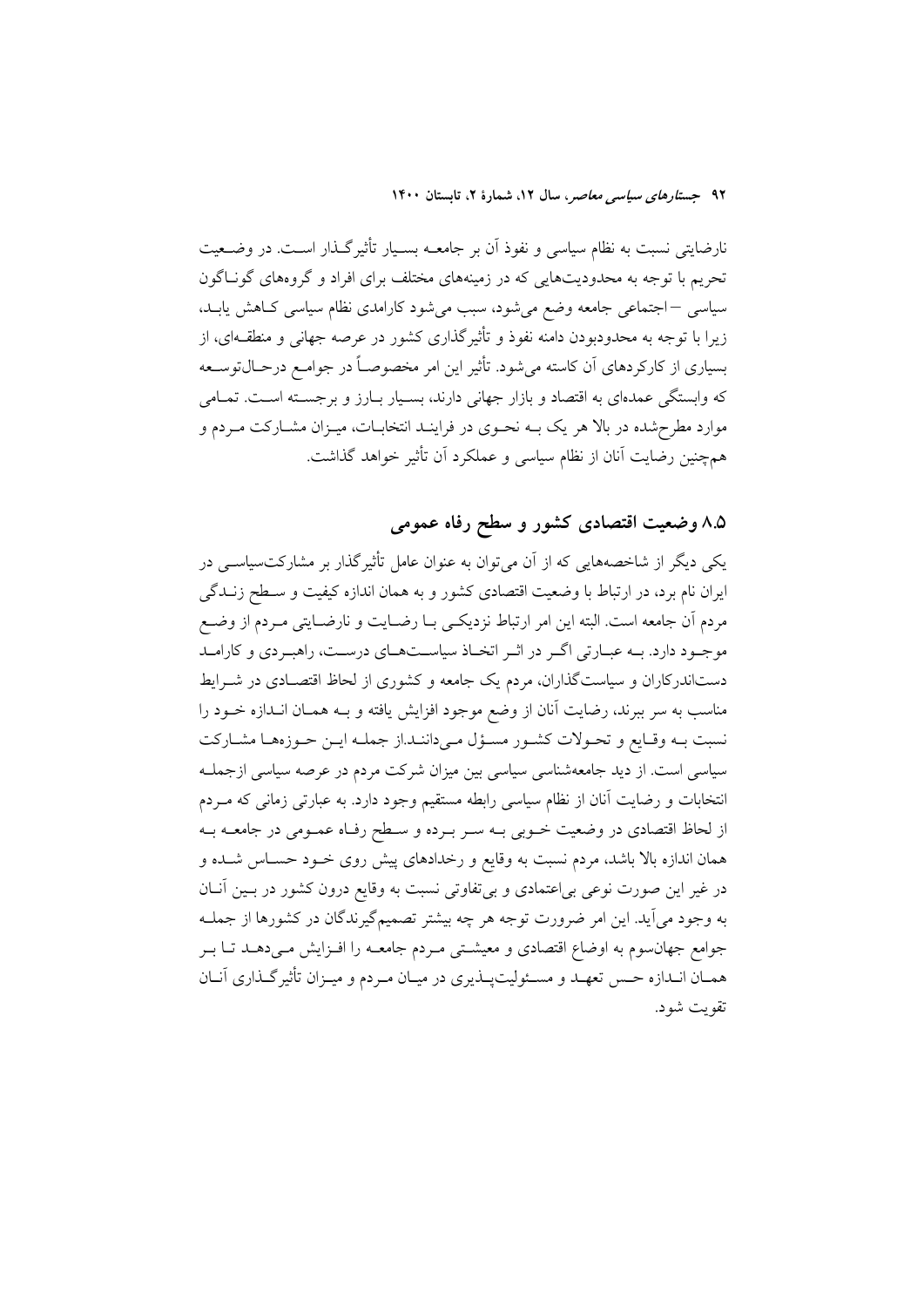نارضایتی نسبت به نظام سیاسی و نفوذ آن بر جامعه بسیار تأثیرگذار است. در وضعیت تحریم با توجه به محدودیت‌هایی که در زمینه‌های مختلف برای افراد و گروه‌های گوناگون سیاسی – اجتماعی جامعه وضع می‌شود، سبب می‌شود کارامدی نظام سیاسی کاهش یابد، زیرا با توجه به محدودبودن دامنه نفوذ و تأثیرگذاری کشور در عرصه جهانی و منطقه‌ای، از بسیاری از کارکردهای آن کاسته می‌شود. تأثیر این امر مخصوصاً در جوامع درحال‌توسعه که وابستگی عمده‌ای به اقتصاد و بازار جهانی دارند، بسیار بارز و برجسته است. تمامی موارد مطرح‌شده در بالا هر یک به نحوی در فرایند انتخابات، میزان مشارکت مردم و همچنین رضایت آنان از نظام سیاسی و عملکرد آن تأثیر خواهد گذاشت.

## ۸.۵ وضعیت اقتصادی کشور و سطح رفاه عمومی

یکی دیگر از شاخصه‌هایی که از آن می‌توان به عنوان عامل تأثیرگذار بر مشارکت‌سیاسی در ایران نام برد، در ارتباط با وضعیت اقتصادی کشور و به همان اندازه کیفیت و سطح زندگی مردم آن جامعه است. البته این امر ارتباط نزدیکی با رضایت و نارضایتی مردم از وضع موجود دارد. به عبارتی اگر در اثر اتخاذ سیاست‌های درست، راهبردی و کارامد دست‌اندرکاران و سیاست‌گذاران، مردم یک جامعه و کشوری از لحاظ اقتصادی در شرایط مناسب به سر ببرند، رضایت آنان از وضع موجود افزایش یافته و به همان اندازه خود را نسبت به وقایع و تحولات کشور مسؤل می‌دانند.از جمله این حوزه‌ها مشارکت سیاسی است. از دید جامعه‌شناسی سیاسی بین میزان شرکت مردم در عرصه سیاسی ازجمله انتخابات و رضایت آنان از نظام سیاسی رابطه مستقیم وجود دارد. به عبارتی زمانی که مردم از لحاظ اقتصادی در وضعیت خوبی به سر برده و سطح رفاه عمومی در جامعه به همان اندازه بالا باشد، مردم نسبت به وقایع و رخدادهای پیش روی خود حساس شده و در غیر این صورت نوعی بی‌اعتمادی و بی‌تفاوتی نسبت به وقایع درون کشور در بین آنان به وجود می‌آید. این امر ضرورت توجه هر چه بیشتر تصمیم‌گیرندگان در کشورها از جمله جوامع جهان‌سوم به اوضاع اقتصادی و معیشتی مردم جامعه را افزایش می‌دهد تا بر همان اندازه حس تعهد و مسئولیت‌پذیری در میان مردم و میزان تأثیرگذاری آنان تقویت شود.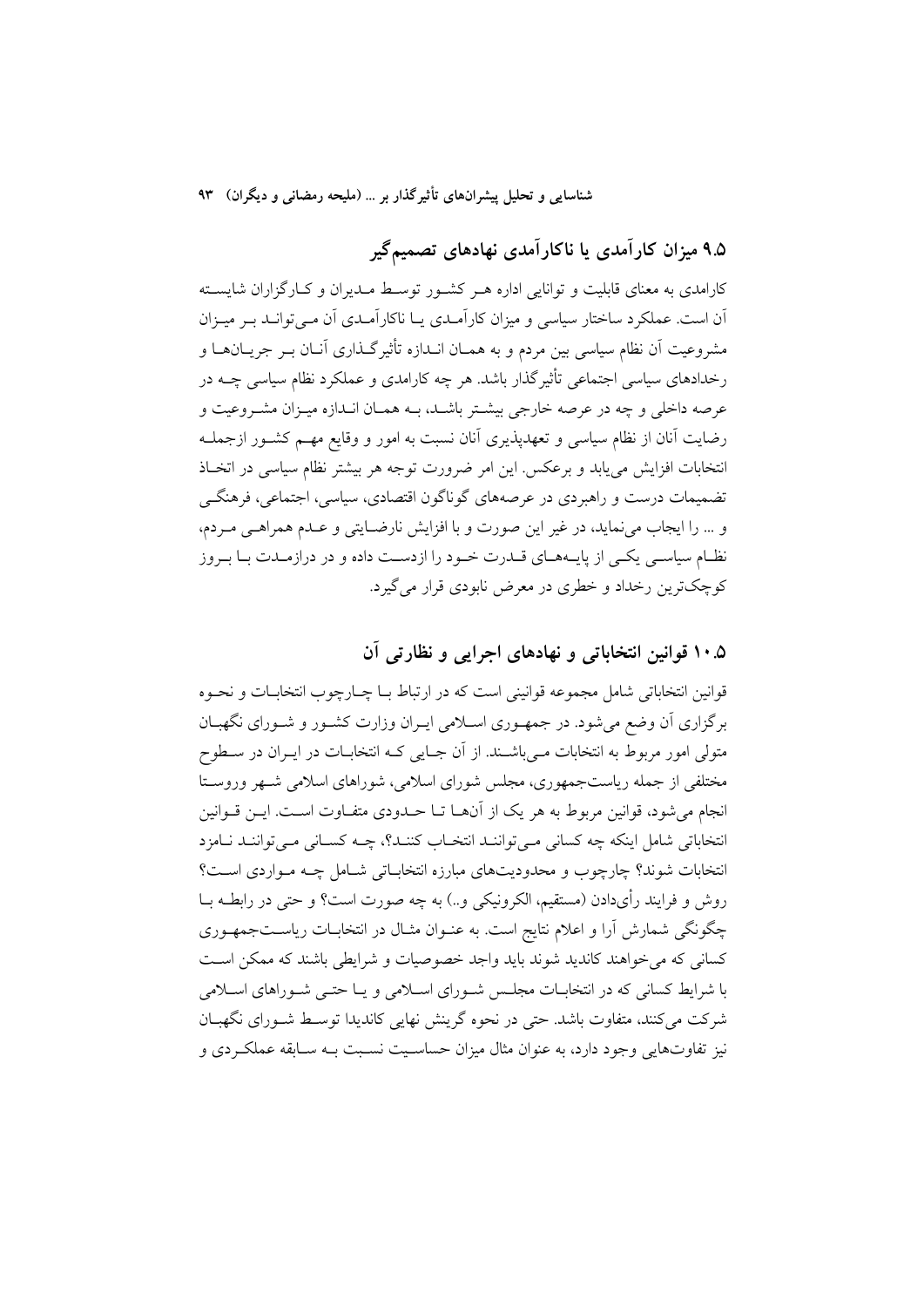## ۹.۵ میزان کارآمدی یا ناکارآمدی نهادهای تصمیم‌گیر

کارامدی به معنای قابلیت و توانایی اداره هـر کشـور توسـط مـدیران و کـارگزاران شایسـته آن است. عملکرد ساختار سیاسی و میزان کارآمـدی یـا ناکارآمـدی آن مـی‌توانـد بـر میـزان مشروعیت آن نظام سیاسی بین مردم و به همـان انـدازه تأثیرگـذاری آنـان بـر جریـان‌هـا و رخدادهای سیاسی اجتماعی تأثیرگذار باشد. هر چه کارامدی و عملکرد نظام سیاسی چـه در عرصه داخلی و چه در عرصه خارجی بیشتر باشـد، بـه همـان انـدازه میـزان مشـروعیت و رضایت آنان از نظام سیاسی و تعهدپذیری آنان نسبت به امور و وقایع مهـم کشـور ازجملـه انتخابات افزایش می‌یابد و برعکس. این امر ضرورت توجه هر بیشتر نظام سیاسی در اتخـاذ تضمیمات درست و راهبردی در عرصه‌های گوناگون اقتصادی، سیاسی، اجتماعی، فرهنگـی و ... را ایجاب می‌نماید، در غیر این صورت و با افزایش نارضـایتی و عـدم همراهـی مـردم، نظـام سیاسـی یکـی از پایـه‌هـای قـدرت خـود را ازدسـت داده و در درازمـدت بـا بـروز کوچک‌ترین رخداد و خطری در معرض نابودی قرار می‌گیرد.

## ۱۰.۵ قوانین انتخاباتی و نهادهای اجرایی و نظارتی آن

قوانین انتخاباتی شامل مجموعه قوانینی است که در ارتباط بـا چـارچوب انتخابـات و نحـوه برگزاری آن وضع می‌شود. در جمهـوری اسـلامی ایـران وزارت کشـور و شـورای نگهبـان متولی امور مربوط به انتخابات مـی‌باشـند. از آن جـایی کـه انتخابـات در ایـران در سـطوح مختلفی از جمله ریاست‌جمهوری، مجلس شورای اسلامی، شوراهای اسلامی شـهر وروسـتا انجام می‌شود، قوانین مربوط به هر یک از آن‌هـا تـا حـدودی متفـاوت اسـت. ایـن قـوانین انتخاباتی شامل اینکه چه کسانی مـی‌تواننـد انتخـاب کننـد؟، چـه کسـانی مـی‌تواننـد نـامزد انتخابات شوند؟ چارچوب و محدودیت‌های مبارزه انتخابـاتی شـامل چـه مـواردی اسـت؟ روش و فرایند رأی‌دادن (مستقیم، الکرونیکی و..) به چه صورت است؟ و حتی در رابطـه بـا چگونگی شمارش آرا و اعلام نتایج است. به عنـوان مثـال در انتخابـات ریاسـت‌جمهـوری کسانی که می‌خواهند کاندید شوند باید واجد خصوصیات و شرایطی باشند که ممکن اسـت با شرایط کسانی که در انتخابـات مجلـس شـورای اسـلامی و یـا حتـی شـوراهای اسـلامی شرکت می‌کنند، متفاوت باشد. حتی در نحوه گرینش نهایی کاندیدا توسـط شـورای نگهبـان نیز تفاوت‌هایی وجود دارد، به عنوان مثال میزان حساسـیت نسـبت بـه سـابقه عملکـردی و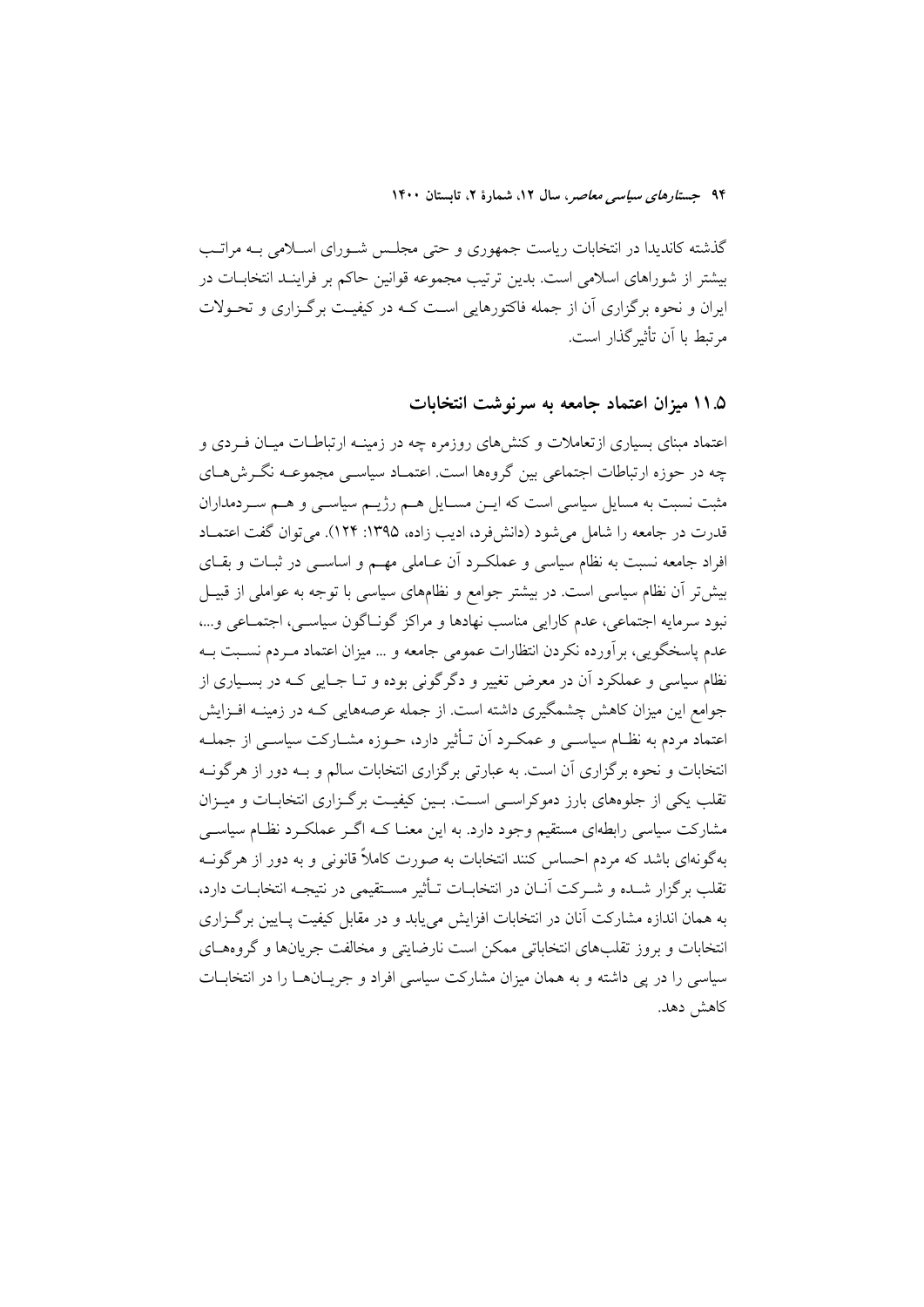گذشته کاندیدا در انتخابات ریاست جمهوری و حتی مجلس شورای اسلامی به مراتب بیشتر از شوراهای اسلامی است. بدین ترتیب مجموعه قوانین حاکم بر فرایند انتخابات در ایران و نحوه برگزاری آن از جمله فاکتورهایی است که در کیفیت برگزاری و تحولات مرتبط با آن تأثیرگذار است.

### ۱۱.۵ میزان اعتماد جامعه به سرنوشت انتخابات

اعتماد مبنای بسیاری ازتعاملات و کنش‌های روزمره چه در زمینه ارتباطات میان فردی و چه در حوزه ارتباطات اجتماعی بین گروهها است. اعتماد سیاسی مجموعه نگرش‌های مثبت نسبت به مسایل سیاسی است که این مسایل هم رژیم سیاسی و هم سردمداران قدرت در جامعه را شامل می‌شود (دانش‌فرد، ادیب زاده، ۱۳۹۵: ۱۲۴). می‌توان گفت اعتماد افراد جامعه نسبت به نظام سیاسی و عملکرد آن عاملی مهم و اساسی در ثبات و بقای بیش‌تر آن نظام سیاسی است. در بیشتر جوامع و نظام‌های سیاسی با توجه به عواملی از قبیل نبود سرمایه اجتماعی، عدم کارایی مناسب نهادها و مراکز گوناگون سیاسی، اجتماعی و...، عدم پاسخگویی، برآورده نکردن انتظارات عمومی جامعه و ... میزان اعتماد مردم نسبت به نظام سیاسی و عملکرد آن در معرض تغییر و دگرگونی بوده و تا جایی که در بسیاری از جوامع این میزان کاهش چشمگیری داشته است. از جمله عرصه‌هایی که در زمینه افزایش اعتماد مردم به نظام سیاسی و عملکرد آن تأثیر دارد، حوزه مشارکت سیاسی از جمله انتخابات و نحوه برگزاری آن است. به عبارتی برگزاری انتخابات سالم و به دور از هرگونه تقلب یکی از جلوه‌های بارز دموکراسی است. بین کیفیت برگزاری انتخابات و میزان مشارکت سیاسی رابطه‌ای مستقیم وجود دارد. به این معنا که اگر عملکرد نظام سیاسی به‌گونه‌ای باشد که مردم احساس کنند انتخابات به صورت کاملاً قانونی و به دور از هرگونه تقلب برگزار شده و شرکت آنان در انتخابات تأثیر مستقیمی در نتیجه انتخابات دارد، به همان اندازه مشارکت آنان در انتخابات افزایش می‌یابد و در مقابل کیفیت پایین برگزاری انتخابات و بروز تقلب‌های انتخاباتی ممکن است نارضایتی و مخالفت جریان‌ها و گروه‌های سیاسی را در پی داشته و به همان میزان مشارکت سیاسی افراد و جریان‌ها را در انتخابات کاهش دهد.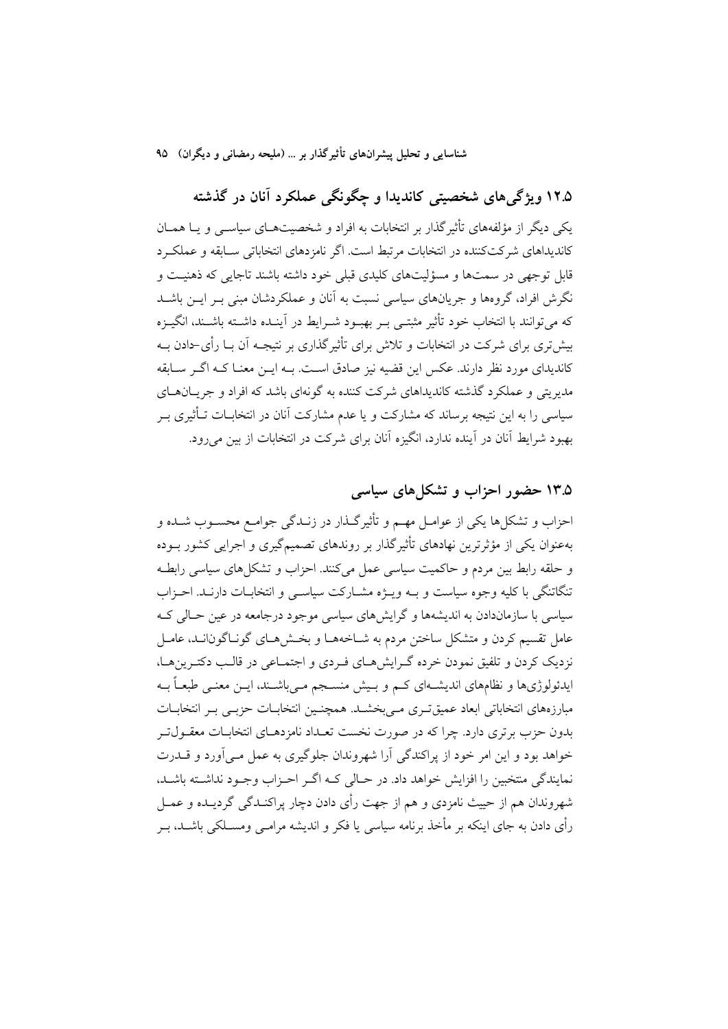## ۱۲.۵ ویژگی‌های شخصیتی کاندیدا و چگونگی عملکرد آنان در گذشته

یکی دیگر از مؤلفه‌های تأثیرگذار بر انتخابات به افراد و شخصیت‌های سیاسی و یا همان کاندیداهای شرکت‌کننده در انتخابات مرتبط است. اگر نامزدهای انتخاباتی سابقه و عملکرد قابل توجهی در سمت‌ها و مسؤلیت‌های کلیدی قبلی خود داشته باشند تاجایی که ذهنیت و نگرش افراد، گروه‌ها و جریان‌های سیاسی نسبت به آنان و عملکردشان مبنی بر این باشد که می‌توانند با انتخاب خود تأثیر مثبتی بر بهبود شرایط در آینده داشته باشند، انگیزه بیش‌تری برای شرکت در انتخابات و تلاش برای تأثیرگذاری بر نتیجه آن با رأی-دادن به کاندیدای مورد نظر دارند. عکس این قضیه نیز صادق است. به این معنا که اگر سابقه مدیریتی و عملکرد گذشته کاندیداهای شرکت کننده به گونه‌ای باشد که افراد و جریان‌های سیاسی را به این نتیجه برساند که مشارکت و یا عدم مشارکت آنان در انتخابات تأثیری بر بهبود شرایط آنان در آینده ندارد، انگیزه آنان برای شرکت در انتخابات از بین می‌رود.

## ۱۳.۵ حضور احزاب و تشکل‌های سیاسی

احزاب و تشکل‌ها یکی از عوامل مهم و تأثیرگذار در زندگی جوامع محسوب شده و به‌عنوان یکی از مؤثرترین نهادهای تأثیرگذار بر روندهای تصمیم‌گیری و اجرایی کشور بوده و حلقه رابط بین مردم و حاکمیت سیاسی عمل می‌کنند. احزاب و تشکل‌های سیاسی رابطه تنگاتنگی با کلیه وجوه سیاست و به ویژه مشارکت سیاسی و انتخابات دارند. احزاب سیاسی با سازمان‌دادن به اندیشه‌ها و گرایش‌های سیاسی موجود درجامعه در عین حالی که عامل تقسیم کردن و متشکل ساختن مردم به شاخه‌ها و بخش‌های گوناگون‌اند، عامل نزدیک کردن و تلفیق نمودن خرده گرایش‌های فردی و اجتماعی در قالب دکترین‌ها، ایدئولوژی‌ها و نظام‌های اندیشه‌ای کم و بیش منسجم می‌باشند، این معنی طبعاً به مبارزه‌های انتخاباتی ابعاد عمیق‌تری می‌بخشد. همچنین انتخابات حزبی بر انتخابات بدون حزب برتری دارد. چرا که در صورت نخست تعداد نامزدهای انتخابات معقول‌تر خواهد بود و این امر خود از پراکندگی آرا شهروندان جلوگیری به عمل می‌آورد و قدرت نمایندگی منتخبین را افزایش خواهد داد. در حالی که اگر احزاب وجود نداشته باشد، شهروندان هم از حییث نامزدی و هم از جهت رأی دادن دچار پراکندگی گردیده و عمل رأی دادن به جای اینکه بر مأخذ برنامه سیاسی یا فکر و اندیشه مرامی ومسلکی باشد، بر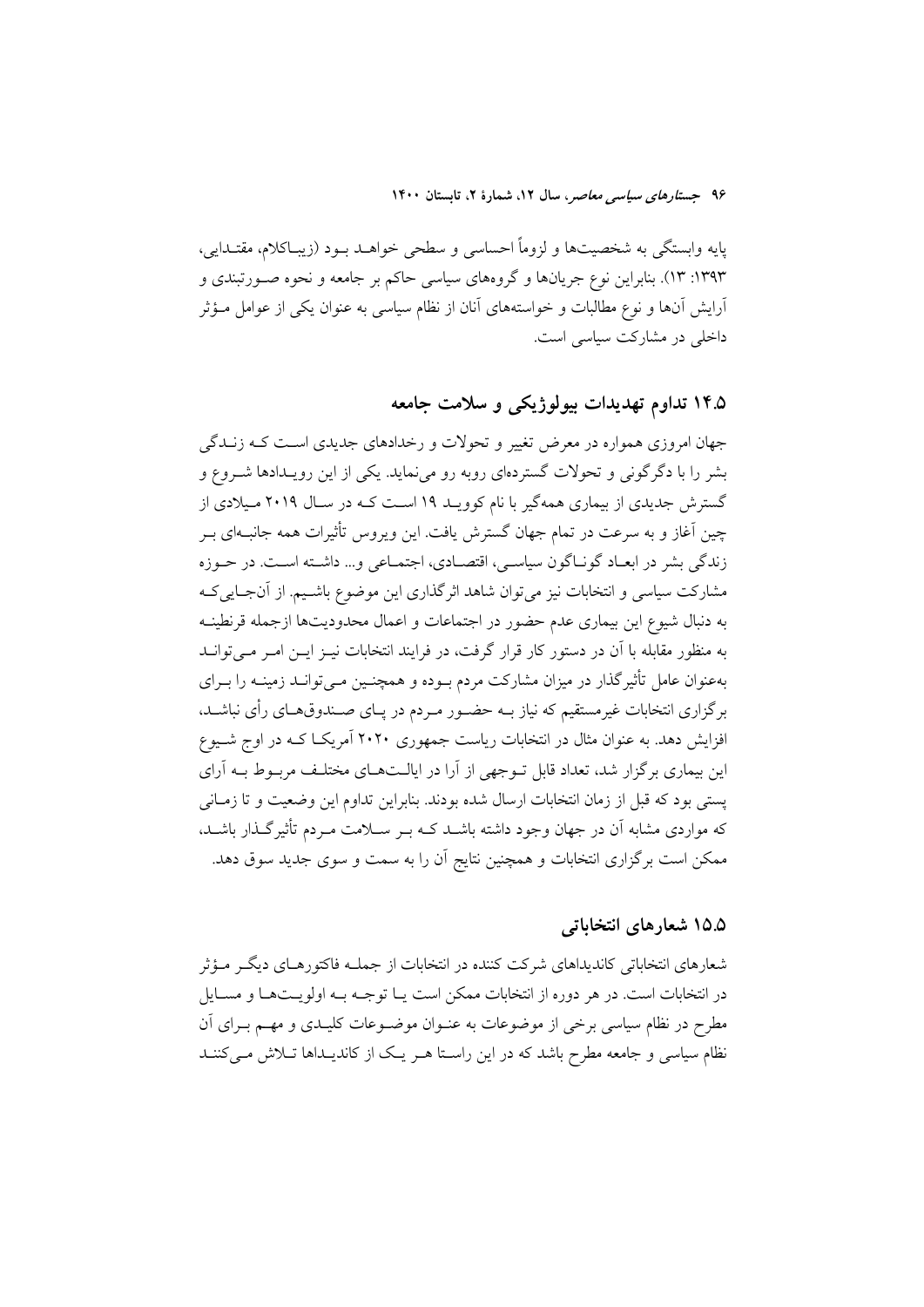پایه وابستگی به شخصیت‌ها و لزوماً احساسی و سطحی خواهد بود (زیباکلام، مقتدایی، ۱۳۹۳: ۱۳). بنابراین نوع جریان‌ها و گروه‌های سیاسی حاکم بر جامعه و نحوه صورتبندی و آرایش آن‌ها و نوع مطالبات و خواسته‌های آنان از نظام سیاسی به عنوان یکی از عوامل مؤثر داخلی در مشارکت سیاسی است.

## ۱۴.۵ تداوم تهدیدات بیولوژیکی و سلامت جامعه

جهان امروزی همواره در معرض تغییر و تحولات و رخدادهای جدیدی است که زندگی بشر را با دگرگونی و تحولات گسترده‌ای روبه رو می‌نماید. یکی از این رویدادها شروع و گسترش جدیدی از بیماری همه‌گیر با نام کووید ۱۹ است که در سال ۲۰۱۹ میلادی از چین آغاز و به سرعت در تمام جهان گسترش یافت. این ویروس تأثیرات همه جانبه‌ای بر زندگی بشر در ابعاد گوناگون سیاسی، اقتصادی، اجتماعی و... داشته است. در حوزه مشارکت سیاسی و انتخابات نیز می‌توان شاهد اثرگذاری این موضوع باشیم. از آن‌جایی‌که به دنبال شیوع این بیماری عدم حضور در اجتماعات و اعمال محدودیت‌ها ازجمله قرنطینه به منظور مقابله با آن در دستور کار قرار گرفت، در فرایند انتخابات نیز این امر می‌تواند به‌عنوان عامل تأثیرگذار در میزان مشارکت مردم بوده و همچنین می‌تواند زمینه را برای برگزاری انتخابات غیرمستقیم که نیاز به حضور مردم در پای صندوق‌های رأی نباشد، افزایش دهد. به عنوان مثال در انتخابات ریاست جمهوری ۲۰۲۰ آمریکا که در اوج شیوع این بیماری برگزار شد، تعداد قابل توجهی از آرا در ایالت‌های مختلف مربوط به آرای پستی بود که قبل از زمان انتخابات ارسال شده بودند. بنابراین تداوم این وضعیت و تا زمانی که مواردی مشابه آن در جهان وجود داشته باشد که بر سلامت مردم تأثیرگذار باشد، ممکن است برگزاری انتخابات و همچنین نتایج آن را به سمت و سوی جدید سوق دهد.

## ۱۵.۵ شعارهای انتخاباتی

شعارهای انتخاباتی کاندیداهای شرکت کننده در انتخابات از جمله فاکتورهای دیگر مؤثر در انتخابات است. در هر دوره از انتخابات ممکن است یا توجه به اولویت‌ها و مسایل مطرح در نظام سیاسی برخی از موضوعات به عنوان موضوعات کلیدی و مهم برای آن نظام سیاسی و جامعه مطرح باشد که در این راستا هر یک از کاندیداها تلاش می‌کنند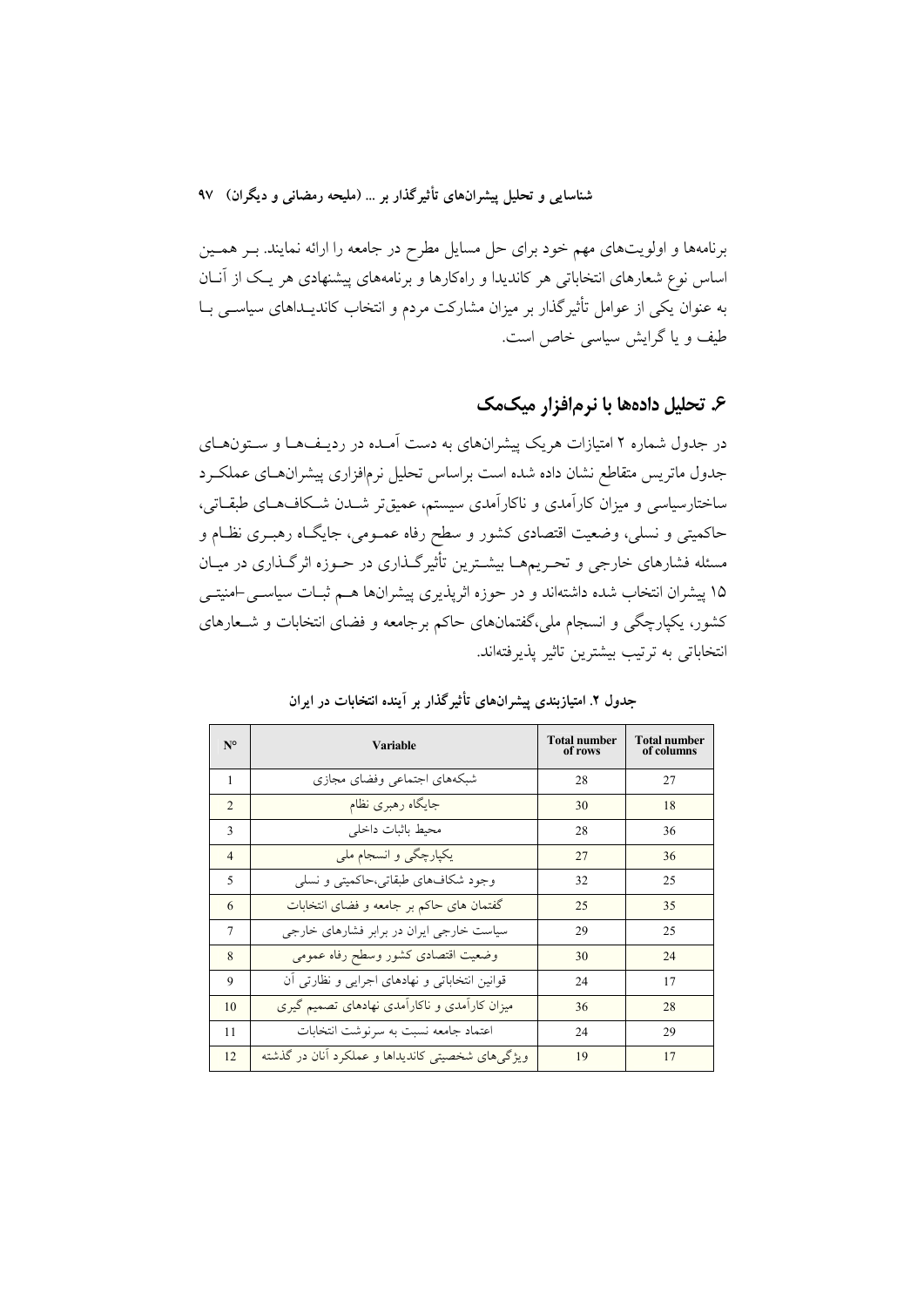برنامه‌ها و اولویت‌های مهم خود برای حل مسایل مطرح در جامعه را ارائه نمایند. بر همین اساس نوع شعارهای انتخاباتی هر کاندیدا و راه‌کارها و برنامه‌های پیشنهادی هر یک از آنان به عنوان یکی از عوامل تأثیرگذار بر میزان مشارکت مردم و انتخاب کاندیداهای سیاسی با طیف و یا گرایش سیاسی خاص است.

## ۶. تحلیل داده‌ها با نرم‌افزار میک‌مک

در جدول شماره ۲ امتیازات هریک پیشران‌های به دست آمده در ردیف‌ها و ستون‌های جدول ماتریس متقاطع نشان داده شده است براساس تحلیل نرم‌افزاری پیشران‌های عملکرد ساختارسیاسی و میزان کارآمدی و ناکارآمدی سیستم، عمیق‌تر شدن شکاف‌های طبقاتی، حاکمیتی و نسلی، وضعیت اقتصادی کشور و سطح رفاه عمومی، جایگاه رهبری نظام و مسئله فشارهای خارجی و تحریم‌ها بیشترین تأثیرگذاری در حوزه اثرگذاری در میان ۱۵ پیشران انتخاب شده داشته‌اند و در حوزه اثرپذیری پیشران‌ها هم ثبات سیاسی-امنیتی کشور، یکپارچگی و انسجام ملی،گفتمان‌های حاکم برجامعه و فضای انتخابات و شعارهای انتخاباتی به ترتیب بیشترین تاثیر پذیرفته‌اند.

**جدول ۲. امتیازبندی پیشران‌های تأثیرگذار بر آینده انتخابات در ایران**

| N° | Variable | Total number of rows | Total number of columns |
|---|---|---|---|
| 1 | شبکه‌های اجتماعی وفضای مجازی | 28 | 27 |
| 2 | جایگاه رهبری نظام | 30 | 18 |
| 3 | محیط باثبات داخلی | 28 | 36 |
| 4 | یکپارچگی و انسجام ملی | 27 | 36 |
| 5 | وجود شکاف‌های طبقاتی،حاکمیتی و نسلی | 32 | 25 |
| 6 | گفتمان های حاکم بر جامعه و فضای انتخابات | 25 | 35 |
| 7 | سیاست خارجی ایران در برابر فشارهای خارجی | 29 | 25 |
| 8 | وضعیت اقتصادی کشور وسطح رفاه عمومی | 30 | 24 |
| 9 | قوانین انتخاباتی و نهادهای اجرایی و نظارتی آن | 24 | 17 |
| 10 | میزان کارآمدی و ناکارآمدی نهادهای تصمیم گیری | 36 | 28 |
| 11 | اعتماد جامعه نسبت به سرنوشت انتخابات | 24 | 29 |
| 12 | ویژگی‌های شخصیتی کاندیداها و عملکرد آنان در گذشته | 19 | 17 |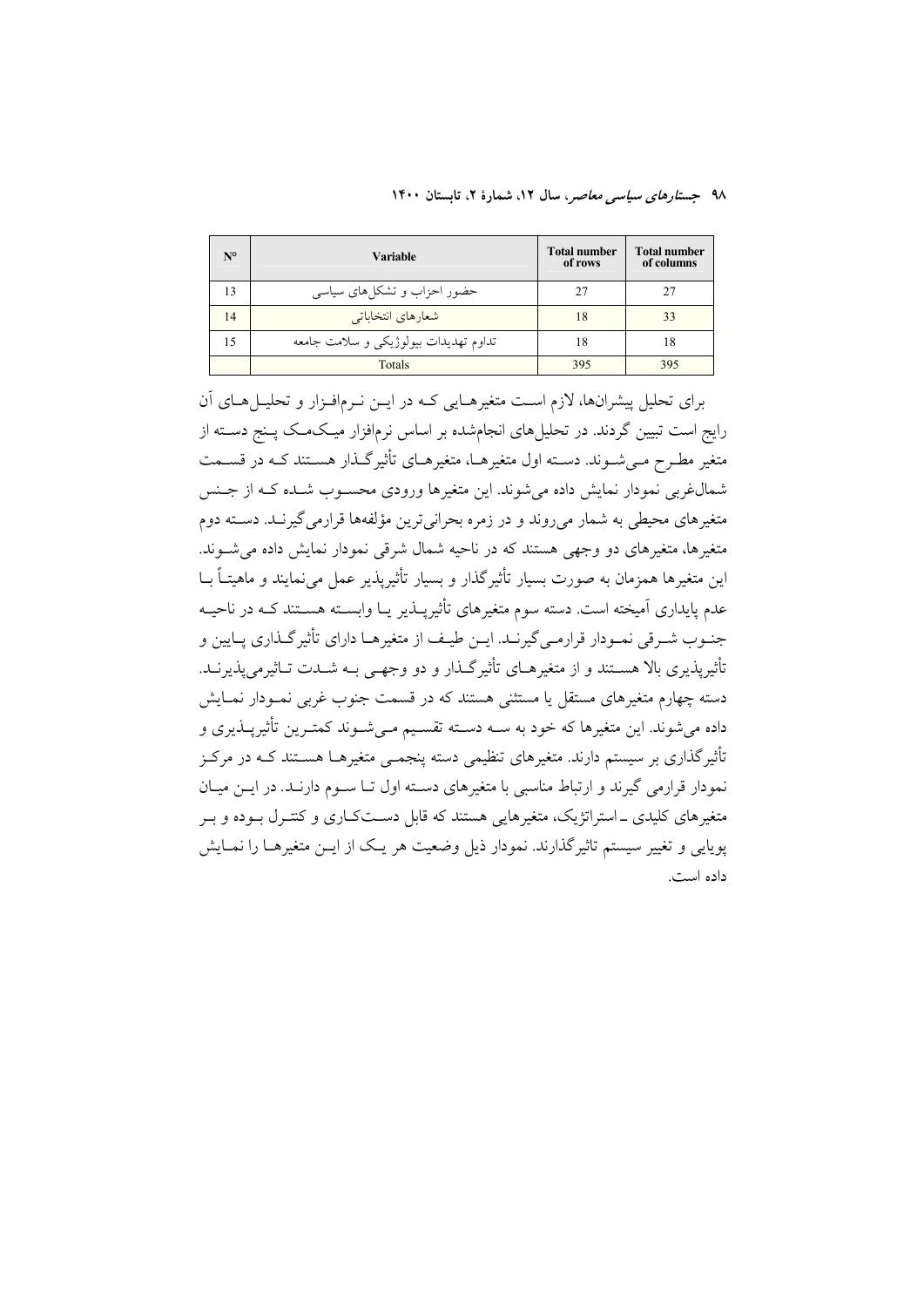| N° | Variable | Total number of rows | Total number of columns |
|---|---|---|---|
| 13 | حضور احزاب و تشکل‌های سیاسی | 27 | 27 |
| 14 | شعارهای انتخاباتی | 18 | 33 |
| 15 | تداوم تهدیدات بیولوژیکی و سلامت جامعه | 18 | 18 |
| | Totals | 395 | 395 |

برای تحلیل پیشران‌ها، لازم است متغیرهایی که در این نرم‌افزار و تحلیل‌های آن رایج است تبیین گردند. در تحلیل‌های انجام‌شده بر اساس نرم‌افزار میک‌مک پنج دسته از متغیر مطرح می‌شوند. دسته اول متغیرها، متغیرهای تأثیرگذار هستند که در قسمت شمال‌غربی نمودار نمایش داده می‌شوند. این متغیرها ورودی محسوب شده که از جنس متغیرهای محیطی به شمار می‌روند و در زمره بحرانی‌ترین مؤلفه‌ها قرارمی‌گیرند. دسته دوم متغیرها، متغیرهای دو وجهی هستند که در ناحیه شمال شرقی نمودار نمایش داده می‌شوند. این متغیرها همزمان به صورت بسیار تأثیرگذار و بسیار تأثیرپذیر عمل می‌نمایند و ماهیتاً با عدم پایداری آمیخته است. دسته سوم متغیرهای تأثیرپذیر یا وابسته هستند که در ناحیه جنوب شرقی نمودار قرارمی‌گیرند. این طیف از متغیرها دارای تأثیرگذاری پایین و تأثیرپذیری بالا هستند و از متغیرهای تأثیرگذار و دو وجهی به شدت تاثیرمی‌پذیرند. دسته چهارم متغیرهای مستقل یا مستثنی هستند که در قسمت جنوب غربی نمودار نمایش داده می‌شوند. این متغیرها که خود به سه دسته تقسیم می‌شوند کمترین تأثیرپذیری و تأثیرگذاری بر سیستم دارند. متغیرهای تنظیمی دسته پنجمی متغیرها هستند که در مرکز نمودار قرارمی گیرند و ارتباط مناسبی با متغیرهای دسته اول تا سوم دارند. در این میان متغیرهای کلیدی ـ استراتژیک، متغیرهایی هستند که قابل دستکاری و کنترل بوده و بر پویایی و تغییر سیستم تاثیرگذارند. نمودار ذیل وضعیت هر یک از این متغیرها را نمایش داده است.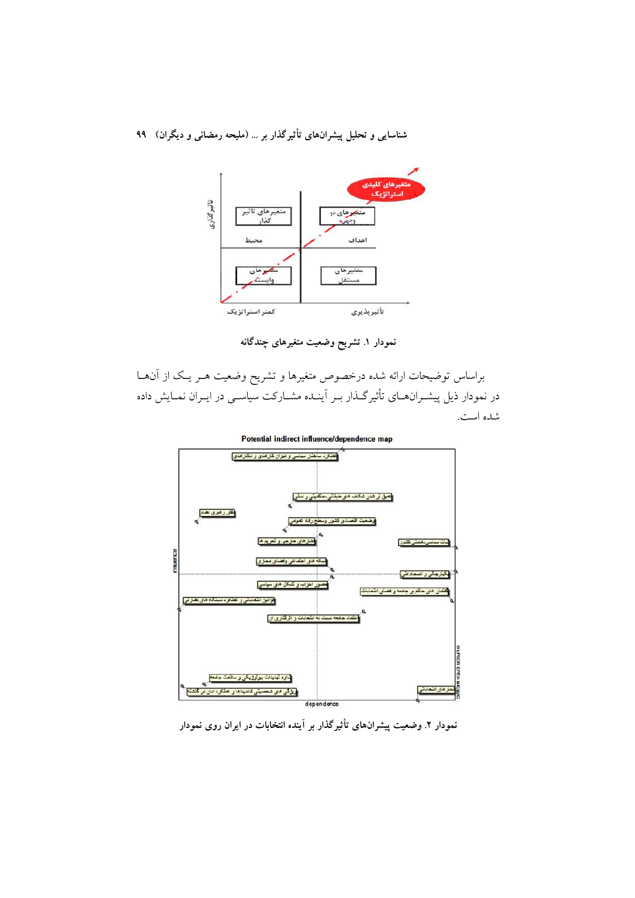نمودار ۱. تشریح وضعیت متغیرهای چندگانه

براساس توضیحات ارائه شده درخصوص متغیرها و تشریح وضعیت هر یک از آن‌ها در نمودار ذیل پیشران‌های تأثیرگذار بر آینده مشارکت سیاسی در ایران نمایش داده شده است.

نمودار ۲. وضعیت پیشران‌های تأثیرگذار بر آینده انتخابات در ایران روی نمودار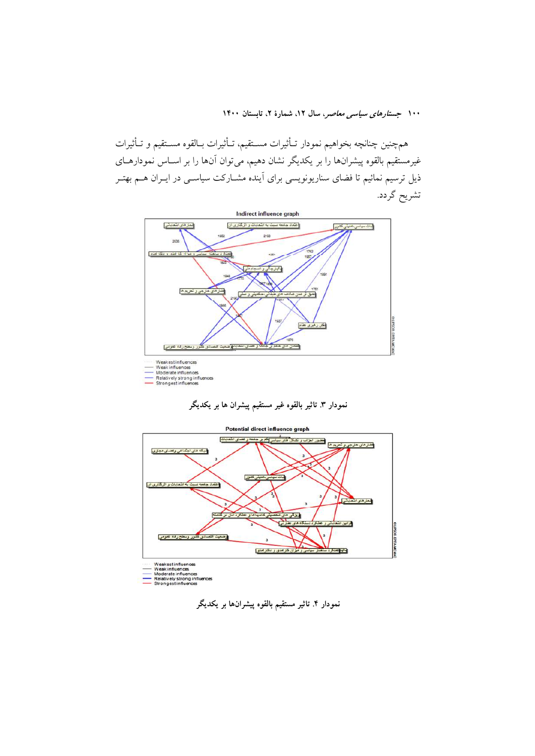همچنین چنانچه بخواهیم نمودار تـأثیرات مسـتقیم، تـأثیرات بـالقوه مسـتقیم و تـأثیرات غیرمستقیم بالقوه پیشران‌ها را بر یکدیگر نشان دهیم، می‌توان آن‌ها را بر اسـاس نمودارهـای ذیل ترسیم نمائیم تا فضای سناریونویسی برای آینده مشـارکت سیاسـی در ایـران هـم بهتـر تشریح گردد.

نمودار ۳. تاثیر بالقوه غیر مستقیم پیشران ها بر یکدیگر

نمودار ۴. تاثیر مستقیم بالقوه پیشران‌ها بر یکدیگر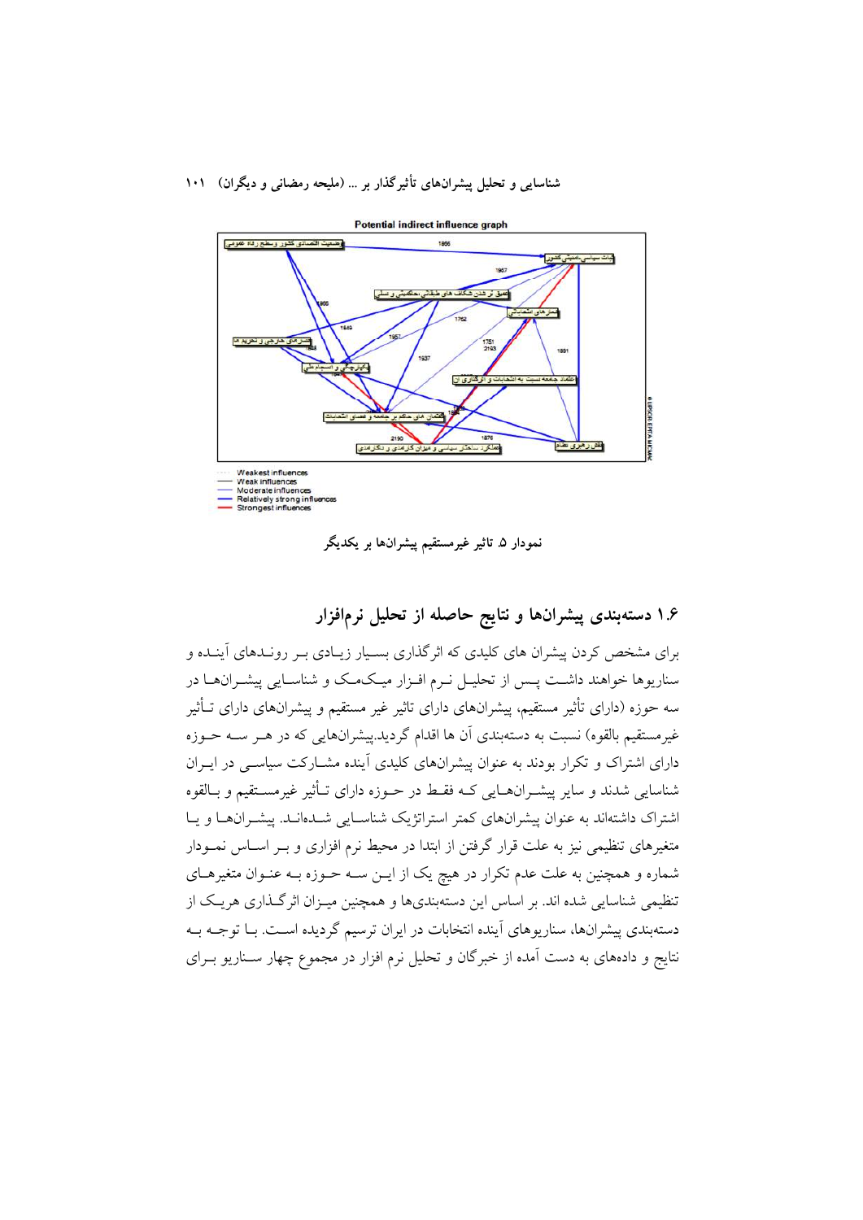نمودار ۵. تاثیر غیرمستقیم پیشران‌ها بر یکدیگر

## ۱.۶ دسته‌بندی پیشران‌ها و نتایج حاصله از تحلیل نرم‌افزار

برای مشخص کردن پیشران های کلیدی که اثرگذاری بسیار زیادی بر روندهای آینده و سناریوها خواهند داشت پس از تحلیل نرم افزار میک‌مک و شناسایی پیشران‌ها در سه حوزه (دارای تأثیر مستقیم، پیشران‌های دارای تاثیر غیر مستقیم و پیشران‌های دارای تأثیر غیرمستقیم بالقوه) نسبت به دسته‌بندی آن ها اقدام گردید.پیشران‌هایی که در هر سه حوزه دارای اشتراک و تکرار بودند به عنوان پیشران‌های کلیدی آینده مشارکت سیاسی در ایران شناسایی شدند و سایر پیشران‌هایی که فقط در حوزه دارای تأثیر غیرمستقیم و بالقوه اشتراک داشته‌اند به عنوان پیشران‌های کمتر استراتژیک شناسایی شده‌اند. پیشران‌ها و یا متغیرهای تنظیمی نیز به علت قرار گرفتن از ابتدا در محیط نرم افزاری و بر اساس نمودار شماره و همچنین به علت عدم تکرار در هیچ یک از این سه حوزه به عنوان متغیرهای تنظیمی شناسایی شده اند. بر اساس این دسته‌بندی‌ها و همچنین میزان اثرگذاری هریک از دسته‌بندی پیشران‌ها، سناریوهای آینده انتخابات در ایران ترسیم گردیده است. با توجه به نتایج و داده‌های به دست آمده از خبرگان و تحلیل نرم افزار در مجموع چهار سناریو برای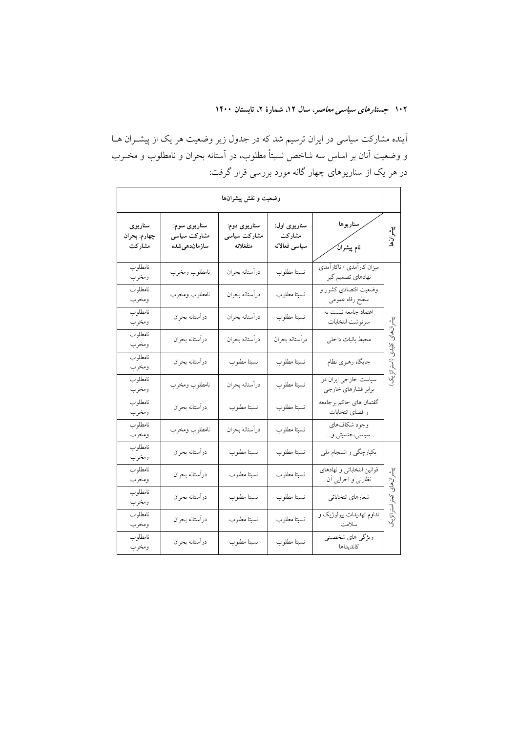آینده مشارکت سیاسی در ایران ترسیم شد که در جدول زیر وضعیت هر یک از پیشـران هـا و وضعیت آنان بر اساس سه شاخص نسبتاً مطلوب، در آستانه بحران و نامطلوب و مخـرب در هر یک از سناریوهای چهار گانه مورد بررسی قرار گرفت:

| پیشرانها | سناریوها / نام پیشران | سناریوی اول: مشارکت سیاسی فعالانه | سناریوی دوم: مشارکت سیاسی منفعلانه | سناریوی سوم: مشارکت سیاسی سازماندهی‌شده | سناریوی چهارم: بحران مشارکت |
|---|---|---|---|---|---|
| | **وضعیت و نقش پیشرانها** | | | | |
| پیشرانهای کلیدی (استراتژیک) | میزان کارآمدی / ناکارآمدی نهادهای تصمیم گیر | نسبتا مطلوب | درآستانه بحران | نامطلوب ومخرب | نامطلوب ومخرب |
| | وضعیت اقتصادی کشور و سطح رفاه عمومی | نسبتا مطلوب | درآستانه بحران | نامطلوب ومخرب | نامطلوب ومخرب |
| | اعتماد جامعه نسبت به سرنوشت انتخابات | نسبتا مطلوب | درآستانه بحران | درآستانه بحران | نامطلوب ومخرب |
| | محیط باثبات داخلی | درآستانه بحران | درآستانه بحران | درآستانه بحران | نامطلوب ومخرب |
| | جایگاه رهبری نظام | نسبتا مطلوب | نسبتا مطلوب | درآستانه بحران | نامطلوب ومخرب |
| | سیاست خارجی ایران در برابر فشارهای خارجی | نسبتا مطلوب | درآستانه بحران | نامطلوب ومخرب | نامطلوب ومخرب |
| | گفتمان های حاکم برجامعه و فضای انتخابات | نسبتا مطلوب | نسبتا مطلوب | درآستانه بحران | نامطلوب ومخرب |
| | وجود شکاف‌های سیاسی،جنسیتی و... | نسبتا مطلوب | درآستانه بحران | نامطلوب ومخرب | نامطلوب ومخرب |
| پیشرانهای کمتر استراتژیک | یکپارچگی و انسجام ملی | نسبتا مطلوب | نسبتا مطلوب | درآستانه بحران | نامطلوب ومخرب |
| | قوانین انتخاباتی و نهادهای نظارتی و اجرایی آن | نسبتا مطلوب | نسبتا مطلوب | درآستانه بحران | نامطلوب ومخرب |
| | شعارهای انتخاباتی | نسبتا مطلوب | نسبتا مطلوب | درآستانه بحران | نامطلوب ومخرب |
| | تداوم تهدیدات بیولوژیک و سلامت | نسبتا مطلوب | نسبتا مطلوب | درآستانه بحران | نامطلوب ومخرب |
| | ویژگی های شخصیتی کاندیداها | نسبتا مطلوب | نسبتا مطلوب | درآستانه بحران | نامطلوب ومخرب |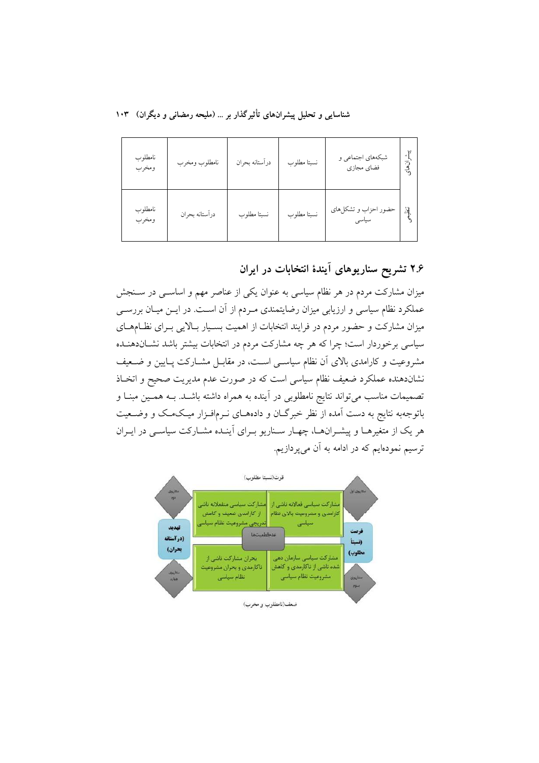| پیشران‌های | شبکه‌های اجتماعی و فضای مجازی | نسبتا مطلوب | درآستانه بحران | نامطلوب ومخرب | نامطلوب ومخرب |
|---|---|---|---|---|---|
| نظامی | حضور احزاب و تشکل‌های سیاسی | نسبتا مطلوب | نسبتا مطلوب | درآستانه بحران | نامطلوب ومخرب |

## ۲.۶ تشریح سناریوهای آیندهٔ انتخابات در ایران

میزان مشارکت مردم در هر نظام سیاسی به عنوان یکی از عناصر مهم و اساسی در سنجش عملکرد نظام سیاسی و ارزیابی میزان رضایتمندی مردم از آن است. در این میان بررسی میزان مشارکت و حضور مردم در فرایند انتخابات از اهمیت بسیار بالایی برای نظام‌های سیاسی برخوردار است؛ چرا که هر چه مشارکت مردم در انتخابات بیشتر باشد نشان‌دهنده مشروعیت و کارامدی بالای آن نظام سیاسی است، در مقابل مشارکت پایین و ضعیف نشان‌دهنده عملکرد ضعیف نظام سیاسی است که در صورت عدم مدیریت صحیح و اتخاذ تصمیمات مناسب می‌تواند نتایج نامطلوبی در آینده به همراه داشته باشد. به همین مبنا و باتوجه‌به نتایج به دست آمده از نظر خبرگان و داده‌های نرم‌افزار میک‌مک و وضعیت هر یک از متغیرها و پیشران‌ها، چهار سناریو برای آینده مشارکت سیاسی در ایران ترسیم نموده‌ایم که در ادامه به آن می‌پردازیم.

قوت(نسبتا مطلوب)

| | تهدید (درآستانه بحران) | | فرصت (نسبتا مطلوب) | |
|---|---|---|---|---|
| سناریوی دوم | مشارکت سیاسی منفعلانه ناشی از کارامدی ضعیف و کاهش تدریجی مشروعیت نظام سیاسی | عدم‌قطعیت‌ها | مشارکت سیاسی فعالانه ناشی از کارامدی و مشروعیت بالای نظام سیاسی | سناریوی اول |
| سناریوی چهارم | بحران مشارکت ناشی از ناکارمدی و بحران مشروعیت نظام سیاسی | | مشارکت سیاسی سازمان دهی شده ناشی از ناکارمدی و کاهش مشروعیت نظام سیاسی | سناریوی سوم |

ضعف(نامطلوب و مخرب)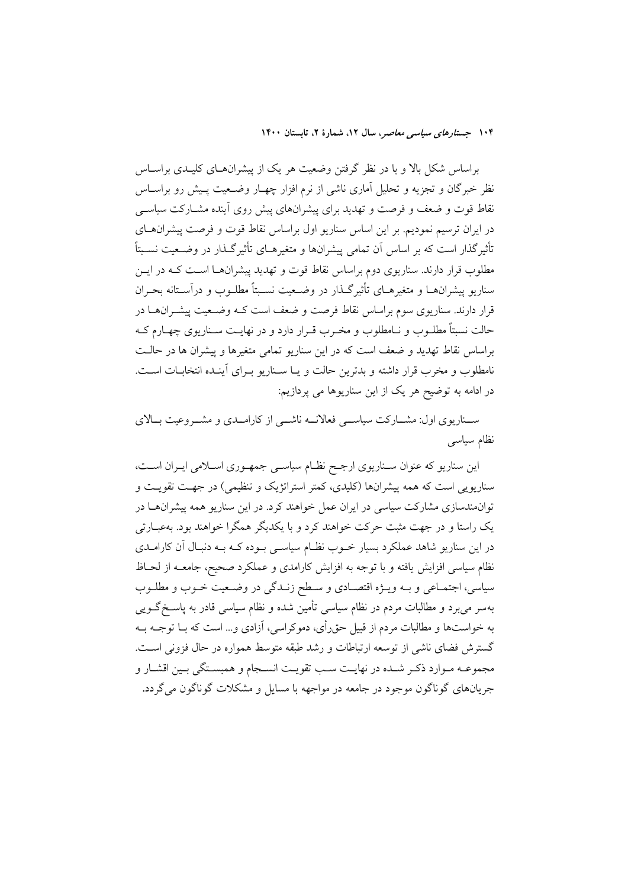براساس شکل بالا و با در نظر گرفتن وضعیت هر یک از پیشران‌های کلیدی براساس نظر خبرگان و تجزیه و تحلیل آماری ناشی از نرم افزار چهار وضعیت پیش رو براساس نقاط قوت و ضعف و فرصت و تهدید برای پیشران‌های پیش روی آینده مشارکت سیاسی در ایران ترسیم نمودیم. بر این اساس سناریو اول براساس نقاط قوت و فرصت پیشران‌های تأثیرگذار است که بر اساس آن تمامی پیشران‌ها و متغیرهای تأثیرگذار در وضعیت نسبتاً مطلوب قرار دارند. سناریوی دوم براساس نقاط قوت و تهدید پیشران‌ها است که در این سناریو پیشران‌ها و متغیرهای تأثیرگذار در وضعیت نسبتاً مطلوب و درآستانه بحران قرار دارند. سناریوی سوم براساس نقاط فرصت و ضعف است که وضعیت پیشران‌ها در حالت نسبتاً مطلوب و نامطلوب و مخرب قرار دارد و در نهایت سناریوی چهارم که براساس نقاط تهدید و ضعف است که در این سناریو تمامی متغیرها و پیشران ها در حالت نامطلوب و مخرب قرار داشته و بدترین حالت و یا سناریو برای آینده انتخابات است. در ادامه به توضیح هر یک از این سناریوها می پردازیم:

سناریوی اول: مشارکت سیاسی فعالانه ناشی از کارامدی و مشروعیت بالای نظام سیاسی

این سناریو که عنوان سناریوی ارجح نظام سیاسی جمهوری اسلامی ایران است، سناریویی است که همه پیشران‌ها (کلیدی، کمتر استراتژیک و تنظیمی) در جهت تقویت و توانمندسازی مشارکت سیاسی در ایران عمل خواهند کرد. در این سناریو همه پیشران‌ها در یک راستا و در جهت مثبت حرکت خواهند کرد و با یکدیگر همگرا خواهند بود. به‌عبارتی در این سناریو شاهد عملکرد بسیار خوب نظام سیاسی بوده که به دنبال آن کارامدی نظام سیاسی افزایش یافته و با توجه به افزایش کارامدی و عملکرد صحیح، جامعه از لحاظ سیاسی، اجتماعی و به ویژه اقتصادی و سطح زندگی در وضعیت خوب و مطلوب به‌سر می‌برد و مطالبات مردم در نظام سیاسی تأمین شده و نظام سیاسی قادر به پاسخ‌گویی به خواست‌ها و مطالبات مردم از قبیل حق‌رأی، دموکراسی، آزادی و... است که با توجه به گسترش فضای ناشی از توسعه ارتباطات و رشد طبقه متوسط همواره در حال فزونی است. مجموعه موارد ذکر شده در نهایت سبب تقویت انسجام و همبستگی بین اقشار و جریان‌های گوناگون موجود در جامعه در مواجهه با مسایل و مشکلات گوناگون می‌گردد.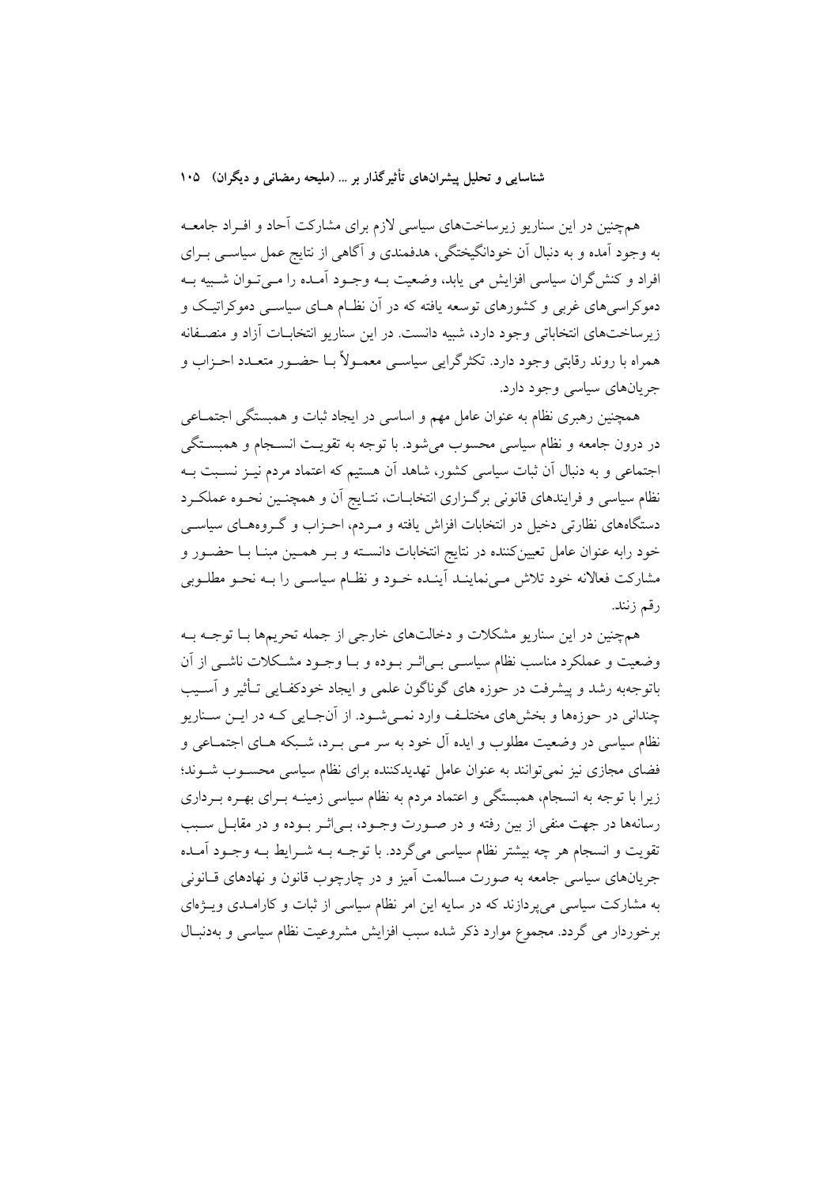همچنین در این سناریو زیرساخت‌های سیاسی لازم برای مشارکت آحاد و افـراد جامعـه به وجود آمده و به دنبال آن خودانگیختگی، هدفمندی و آگاهی از نتایج عمل سیاسـی بـرای افراد و کنش‌گران سیاسی افزایش می یابد، وضعیت بـه وجـود آمـده را مـی‌تـوان شـبیه بـه دموکراسی‌های غربی و کشورهای توسعه یافته که در آن نظـام هـای سیاسـی دموکراتیـک و زیرساخت‌های انتخاباتی وجود دارد، شبیه دانست. در این سناریو انتخابـات آزاد و منصـفانه همراه با روند رقابتی وجود دارد. تکثرگرایی سیاسـی معمـولاً بـا حضـور متعـدد احـزاب و جریان‌های سیاسی وجود دارد.

همچنین رهبری نظام به عنوان عامل مهم و اساسی در ایجاد ثبات و همبستگی اجتمـاعی در درون جامعه و نظام سیاسی محسوب می‌شود. با توجه به تقویـت انسـجام و همبسـتگی اجتماعی و به دنبال آن ثبات سیاسی کشور، شاهد آن هستیم که اعتماد مردم نیـز نسـبت بـه نظام سیاسی و فرایندهای قانونی برگـزاری انتخابـات، نتـایج آن و همچنـین نحـوه عملکـرد دستگاه‌های نظارتی دخیل در انتخابات افزایش یافته و مـردم، احـزاب و گـروههـای سیاسـی خود رابه عنوان عامل تعیین‌کننده در نتایج انتخابات دانسـته و بـر همـین مبنـا بـا حضـور و مشارکت فعالانه خود تلاش مـی‌نماینـد آینـده خـود و نظـام سیاسـی را بـه نحـو مطلـوبی رقم زنند.

همچنین در این سناریو مشکلات و دخالت‌های خارجی از جمله تحریم‌ها بـا توجـه بـه وضعیت و عملکرد مناسب نظام سیاسـی بـی‌اثـر بـوده و بـا وجـود مشـکلات ناشـی از آن باتوجه‌به رشد و پیشرفت در حوزه های گوناگون علمی و ایجاد خودکفـایی تـأثیر و آسـیب چندانی در حوزه‌ها و بخش‌های مختلـف وارد نمـی‌شـود. از آن‌جـایی کـه در ایـن سـناریو نظام سیاسی در وضعیت مطلوب و ایده آل خود به سر مـی بـرد، شـبکه هـای اجتمـاعی و فضای مجازی نیز نمی‌توانند به عنوان عامل تهدیدکننده برای نظام سیاسی محسـوب شـوند؛ زیرا با توجه به انسجام، همبستگی و اعتماد مردم به نظام سیاسی زمینـه بـرای بهـره بـرداری رسانه‌ها در جهت منفی از بین رفته و در صـورت وجـود، بـی‌اثـر بـوده و در مقابـل سـبب تقویت و انسجام هر چه بیشتر نظام سیاسی می‌گردد. با توجـه بـه شـرایط بـه وجـود آمـده جریان‌های سیاسی جامعه به صورت مسالمت آمیز و در چارچوب قانون و نهادهای قـانونی به مشارکت سیاسی می‌پردازند که در سایه این امر نظام سیاسی از ثبات و کارامـدی ویـژه‌ای برخوردار می گردد. مجموع موارد ذکر شده سبب افزایش مشروعیت نظام سیاسی و به‌دنبـال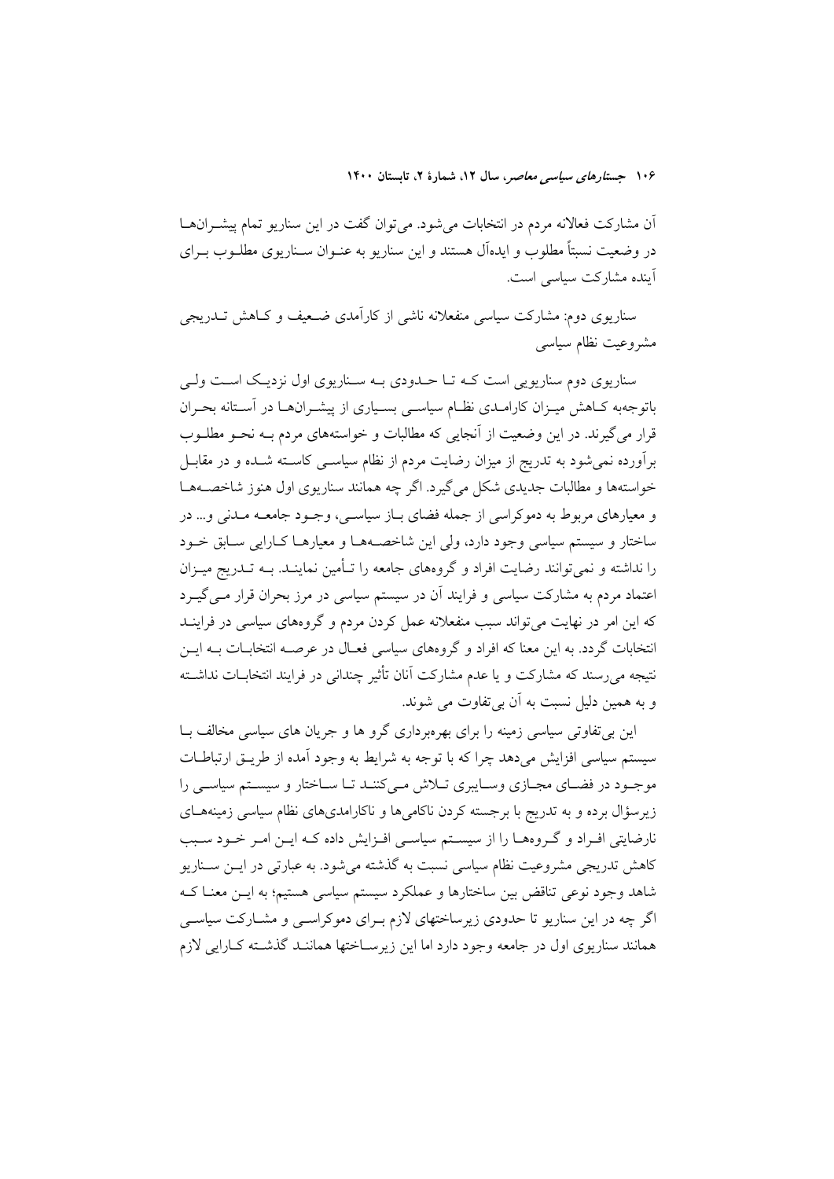آن مشارکت فعالانه مردم در انتخابات می‌شود. می‌توان گفت در این سناریو تمام پیشرانها در وضعیت نسبتاً مطلوب و ایده‌آل هستند و این سناریو به عنوان سناریوی مطلوب برای آینده مشارکت سیاسی است.

سناریوی دوم: مشارکت سیاسی منفعلانه ناشی از کارآمدی ضعیف و کاهش تدریجی مشروعیت نظام سیاسی

سناریوی دوم سناریویی است که تا حدودی به سناریوی اول نزدیک است ولی باتوجه‌به کاهش میزان کارامدی نظام سیاسی بسیاری از پیشرانها در آستانه بحران قرار می‌گیرند. در این وضعیت از آنجایی که مطالبات و خواسته‌های مردم به نحو مطلوب برآورده نمی‌شود به تدریج از میزان رضایت مردم از نظام سیاسی کاسته شده و در مقابل خواسته‌ها و مطالبات جدیدی شکل می‌گیرد. اگر چه همانند سناریوی اول هنوز شاخصه‌ها و معیارهای مربوط به دموکراسی از جمله فضای باز سیاسی، وجود جامعه مدنی و... در ساختار و سیستم سیاسی وجود دارد، ولی این شاخصه‌ها و معیارها کارایی سابق خود را نداشته و نمی‌توانند رضایت افراد و گروه‌های جامعه را تأمین نمایند. به تدریج میزان اعتماد مردم به مشارکت سیاسی و فرایند آن در سیستم سیاسی در مرز بحران قرار می‌گیرد که این امر در نهایت می‌تواند سبب منفعلانه عمل کردن مردم و گروه‌های سیاسی در فرایند انتخابات گردد. به این معنا که افراد و گروه‌های سیاسی فعال در عرصه انتخابات به این نتیجه می‌رسند که مشارکت و یا عدم مشارکت آنان تأثیر چندانی در فرایند انتخابات نداشته و به همین دلیل نسبت به آن بی‌تفاوت می شوند.

این بی‌تفاوتی سیاسی زمینه را برای بهره‌برداری گرو ها و جریان های سیاسی مخالف با سیستم سیاسی افزایش می‌دهد چرا که با توجه به شرایط به وجود آمده از طریق ارتباطات موجود در فضای مجازی وسایری تلاش می‌کنند تا ساختار و سیستم سیاسی را زیرسؤال برده و به تدریج با برجسته کردن ناکامی‌ها و ناکارامدی‌های نظام سیاسی زمینه‌های نارضایتی افراد و گروه‌ها را از سیستم سیاسی افزایش داده که این امر خود سبب کاهش تدریجی مشروعیت نظام سیاسی نسبت به گذشته می‌شود. به عبارتی در این سناریو شاهد وجود نوعی تناقض بین ساختارها و عملکرد سیستم سیاسی هستیم؛ به این معنا که اگر چه در این سناریو تا حدودی زیرساختهای لازم برای دموکراسی و مشارکت سیاسی همانند سناریوی اول در جامعه وجود دارد اما این زیرساختها همانند گذشته کارایی لازم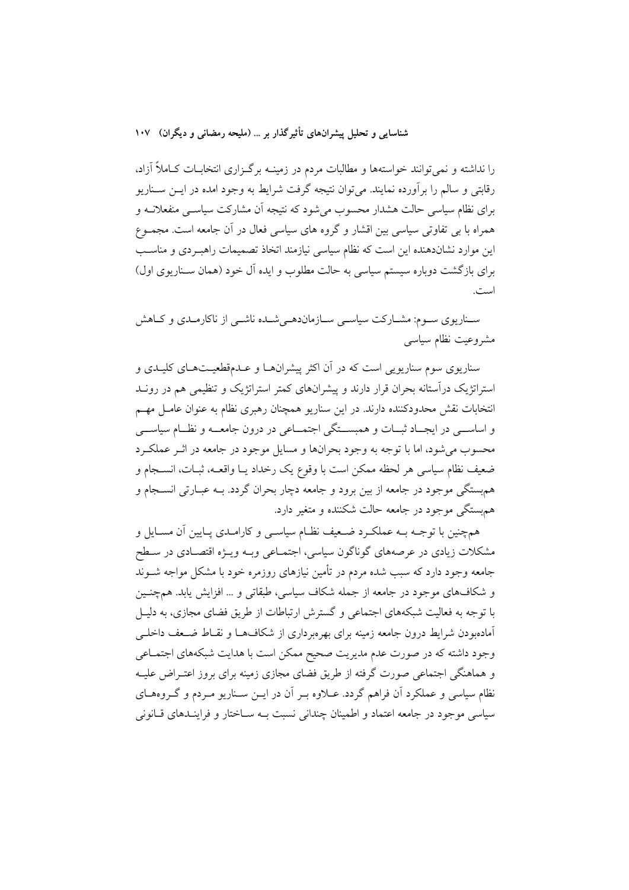را نداشته و نمی‌توانند خواسته‌ها و مطالبات مردم در زمینه برگزاری انتخابات کاملاً آزاد، رقابتی و سالم را برآورده نمایند. می‌توان نتیجه گرفت شرایط به وجود امده در این سناریو برای نظام سیاسی حالت هشدار محسوب می‌شود که نتیجه آن مشارکت سیاسی منفعلانه و همراه با بی تفاوتی سیاسی بین اقشار و گروه های سیاسی فعال در آن جامعه است. مجموع این موارد نشان‌دهنده این است که نظام سیاسی نیازمند اتخاذ تصمیمات راهبردی و مناسب برای بازگشت دوباره سیستم سیاسی به حالت مطلوب و ایده آل خود (همان سناریوی اول) است.

### سناریوی سوم: مشارکت سیاسی سازماندهی‌شده ناشی از ناکارمدی و کاهش مشروعیت نظام سیاسی

سناریوی سوم سناریویی است که در آن اکثر پیشران‌ها و عدم‌قطعیت‌های کلیدی و استراتژیک درآستانه بحران قرار دارند و پیشران‌های کمتر استراتژیک و تنظیمی هم در روند انتخابات نقش محدودکننده دارند. در این سناریو همچنان رهبری نظام به عنوان عامل مهم و اساسی در ایجاد ثبات و همبستگی اجتماعی در درون جامعه و نظام سیاسی محسوب می‌شود، اما با توجه به وجود بحران‌ها و مسایل موجود در جامعه در اثر عملکرد ضعیف نظام سیاسی هر لحظه ممکن است با وقوع یک رخداد یا واقعه، ثبات، انسجام و هم‌بستگی موجود در جامعه از بین برود و جامعه دچار بحران گردد. به عبارتی انسجام و هم‌بستگی موجود در جامعه حالت شکننده و متغیر دارد.

همچنین با توجه به عملکرد ضعیف نظام سیاسی و کارامدی پایین آن مسایل و مشکلات زیادی در عرصه‌های گوناگون سیاسی، اجتماعی وبه ویژه اقتصادی در سطح جامعه وجود دارد که سبب شده مردم در تأمین نیازهای روزمره خود با مشکل مواجه شوند و شکاف‌های موجود در جامعه از جمله شکاف سیاسی، طبقاتی و ... افزایش یابد. همچنین با توجه به فعالیت شبکه‌های اجتماعی و گسترش ارتباطات از طریق فضای مجازی، به دلیل آماده‌بودن شرایط درون جامعه زمینه برای بهره‌برداری از شکاف‌ها و نقاط ضعف داخلی وجود داشته که در صورت عدم مدیریت صحیح ممکن است با هدایت شبکه‌های اجتماعی و هماهنگی اجتماعی صورت گرفته از طریق فضای مجازی زمینه برای بروز اعتراض علیه نظام سیاسی و عملکرد آن فراهم گردد. علاوه بر آن در این سناریو مردم و گروه‌های سیاسی موجود در جامعه اعتماد و اطمینان چندانی نسبت به ساختار و فرایندهای قانونی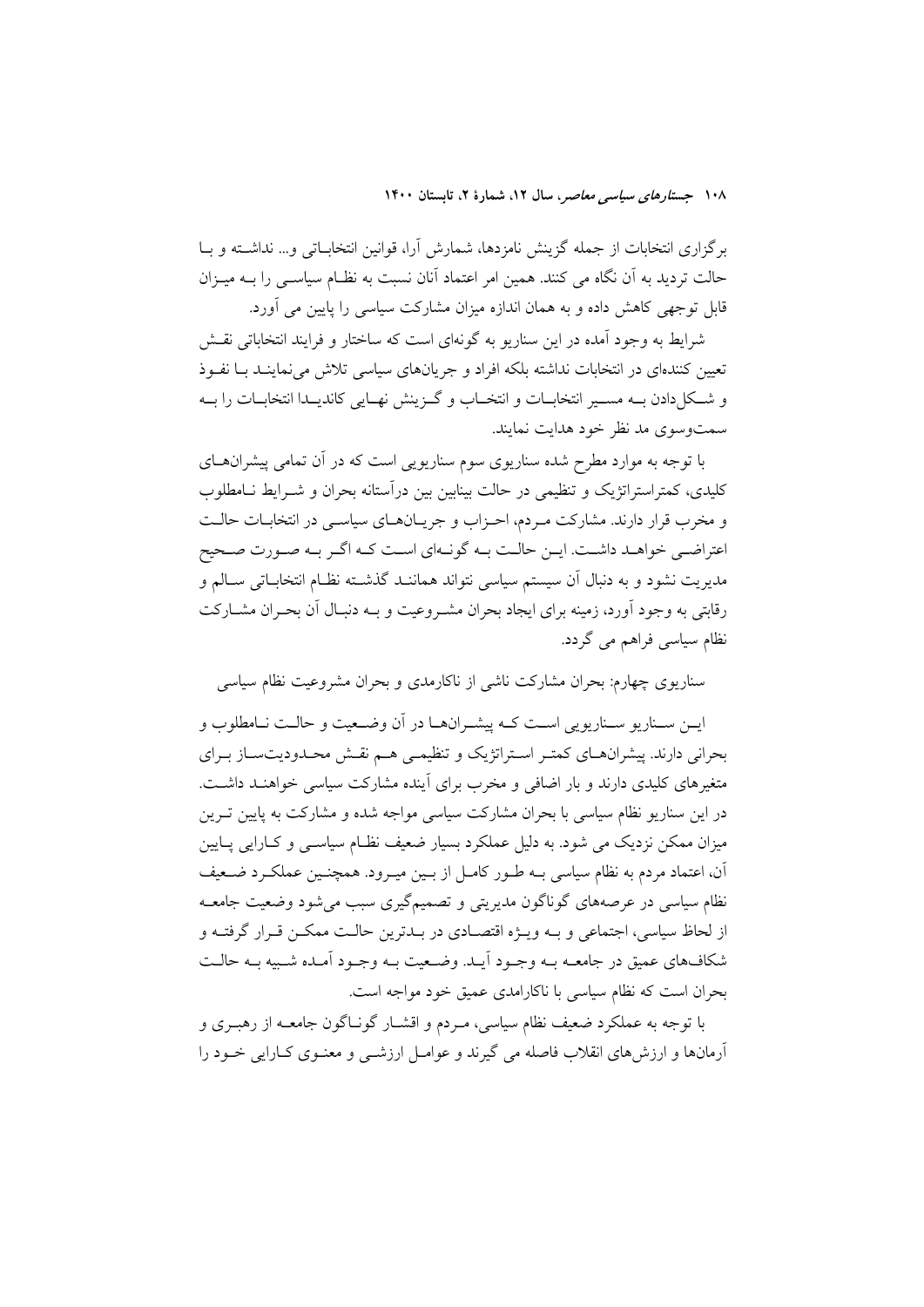برگزاری انتخابات از جمله گزینش نامزدها، شمارش آرا، قوانین انتخاباتی و... نداشته و با حالت تردید به آن نگاه می کنند. همین امر اعتماد آنان نسبت به نظام سیاسی را به میزان قابل توجهی کاهش داده و به همان اندازه میزان مشارکت سیاسی را پایین می آورد.

شرایط به وجود آمده در این سناریو به گونه‌ای است که ساختار و فرایند انتخاباتی نقش تعیین کننده‌ای در انتخابات نداشته بلکه افراد و جریان‌های سیاسی تلاش می‌نمایند با نفوذ و شکل‌دادن به مسیر انتخابات و انتخاب و گزینش نهایی کاندیدا انتخابات را به سمت‌وسوی مد نظر خود هدایت نمایند.

با توجه به موارد مطرح شده سناریوی سوم سناریویی است که در آن تمامی پیشران‌های کلیدی، کمتراستراتژیک و تنظیمی در حالت بینابین بین درآستانه بحران و شرایط نامطلوب و مخرب قرار دارند. مشارکت مردم، احزاب و جریان‌های سیاسی در انتخابات حالت اعتراضی خواهد داشت. این حالت به گونه‌ای است که اگر به صورت صحیح مدیریت نشود و به دنبال آن سیستم سیاسی نتواند همانند گذشته نظام انتخاباتی سالم و رقابتی به وجود آورد، زمینه برای ایجاد بحران مشروعیت و به دنبال آن بحران مشارکت نظام سیاسی فراهم می گردد.

سناریوی چهارم: بحران مشارکت ناشی از ناکارمدی و بحران مشروعیت نظام سیاسی

این سناریو سناریویی است که پیشران‌ها در آن وضعیت و حالت نامطلوب و بحرانی دارند. پیشران‌های کمتر استراتژیک و تنظیمی هم نقش محدودیت‌ساز برای متغیرهای کلیدی دارند و بار اضافی و مخرب برای آینده مشارکت سیاسی خواهند داشت. در این سناریو نظام سیاسی با بحران مشارکت سیاسی مواجه شده و مشارکت به پایین ترین میزان ممکن نزدیک می شود. به دلیل عملکرد بسیار ضعیف نظام سیاسی و کارایی پایین آن، اعتماد مردم به نظام سیاسی به طور کامل از بین میرود. همچنین عملکرد ضعیف نظام سیاسی در عرصه‌های گوناگون مدیریتی و تصمیم‌گیری سبب می‌شود وضعیت جامعه از لحاظ سیاسی، اجتماعی و به ویژه اقتصادی در بدترین حالت ممکن قرار گرفته و شکاف‌های عمیق در جامعه به وجود آید. وضعیت به وجود آمده شبیه به حالت بحران است که نظام سیاسی با ناکارامدی عمیق خود مواجه است.

با توجه به عملکرد ضعیف نظام سیاسی، مردم و اقشار گوناگون جامعه از رهبری و آرمان‌ها و ارزش‌های انقلاب فاصله می گیرند و عوامل ارزشی و معنوی کارایی خود را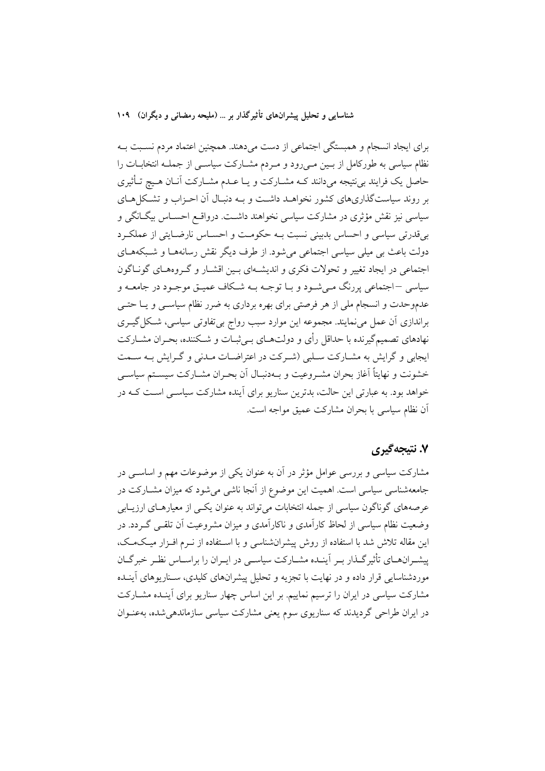برای ایجاد انسجام و همبستگی اجتماعی از دست می‌دهند. همچنین اعتماد مردم نسبت به نظام سیاسی به طورکامل از بین می‌رود و مردم مشارکت سیاسی از جمله انتخابات را حاصل یک فرایند بی‌نتیجه می‌دانند که مشارکت و یا عدم مشارکت آنان هیچ تأثیری بر روند سیاست‌گذاری‌های کشور نخواهد داشت و به دنبال آن احزاب و تشکل‌های سیاسی نیز نقش مؤثری در مشارکت سیاسی نخواهند داشت. درواقع احساس بیگانگی و بی‌قدرتی سیاسی و احساس بدبینی نسبت به حکومت و احساس نارضایتی از عملکرد دولت باعث بی میلی سیاسی اجتماعی می‌شود. از طرف دیگر نقش رسانه‌ها و شبکه‌های اجتماعی در ایجاد تغییر و تحولات فکری و اندیشه‌ای بین اقشار و گروه‌های گوناگون سیاسی –اجتماعی پررنگ می‌شود و با توجه به شکاف عمیق موجود در جامعه و عدم‌وحدت و انسجام ملی از هر فرصتی برای بهره برداری به ضرر نظام سیاسی و یا حتی براندازی آن عمل می‌نمایند. مجموعه این موارد سبب رواج بی‌تفاوتی سیاسی، شکل‌گیری نهادهای تصمیم‌گیرنده با حداقل رأی و دولت‌های بی‌ثبات و شکننده، بحران مشارکت ایجابی و گرایش به مشارکت سلبی (شرکت در اعتراضات مدنی و گرایش به سمت خشونت و نهایتاً آغاز بحران مشروعیت و به‌دنبال آن بحران مشارکت سیستم سیاسی خواهد بود. به عبارتی این حالت، بدترین سناریو برای آینده مشارکت سیاسی است که در آن نظام سیاسی با بحران مشارکت عمیق مواجه است.

## ۷. نتیجه‌گیری

مشارکت سیاسی و بررسی عوامل مؤثر در آن به عنوان یکی از موضوعات مهم و اساسی در جامعه‌شناسی سیاسی است. اهمیت این موضوع از آنجا ناشی می‌شود که میزان مشارکت در عرصه‌های گوناگون سیاسی از جمله انتخابات می‌تواند به عنوان یکی از معیارهای ارزیابی وضعیت نظام سیاسی از لحاظ کارآمدی و ناکارآمدی و میزان مشروعیت آن تلقی گردد. در این مقاله تلاش شد با استفاده از روش پیشران‌شناسی و با استفاده از نرم افزار میک‌مک، پیشران‌های تأثیرگذار بر آینده مشارکت سیاسی در ایران را براساس نظر خبرگان موردشناسایی قرار داده و در نهایت با تجزیه و تحلیل پیشران‌های کلیدی، سناریوهای آینده مشارکت سیاسی در ایران را ترسیم نماییم. بر این اساس چهار سناریو برای آینده مشارکت در ایران طراحی گردیدند که سناریوی سوم یعنی مشارکت سیاسی سازماندهی‌شده، به‌عنوان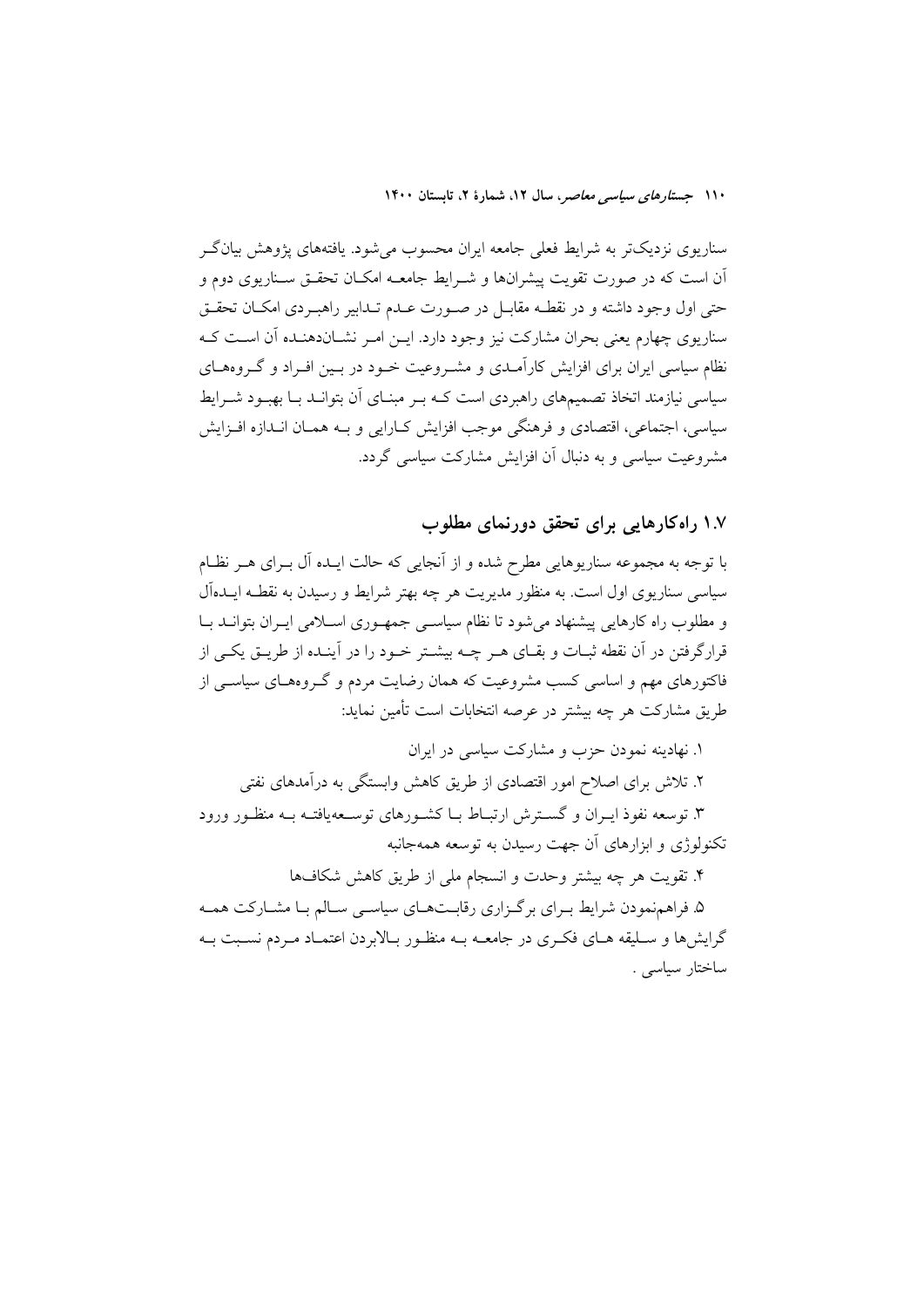سناریوی نزدیک‌تر به شرایط فعلی جامعه ایران محسوب می‌شود. یافته‌های پژوهش بیانگر آن است که در صورت تقویت پیشران‌ها و شرایط جامعه امکان تحقق سناریوی دوم و حتی اول وجود داشته و در نقطه مقابل در صورت عدم تدابیر راهبردی امکان تحقق سناریوی چهارم یعنی بحران مشارکت نیز وجود دارد. این امر نشان‌دهنده آن است که نظام سیاسی ایران برای افزایش کارآمدی و مشروعیت خود در بین افراد و گروه‌های سیاسی نیازمند اتخاذ تصمیم‌های راهبردی است که بر مبنای آن بتواند با بهبود شرایط سیاسی، اجتماعی، اقتصادی و فرهنگی موجب افزایش کارایی و به همان اندازه افزایش مشروعیت سیاسی و به دنبال آن افزایش مشارکت سیاسی گردد.

## ۱.۷ راه‌کارهایی برای تحقق دورنمای مطلوب

با توجه به مجموعه سناریوهایی مطرح شده و از آنجایی که حالت ایده آل برای هر نظام سیاسی سناریوی اول است. به منظور مدیریت هر چه بهتر شرایط و رسیدن به نقطه ایده‌آل و مطلوب راه کارهایی پیشنهاد می‌شود تا نظام سیاسی جمهوری اسلامی ایران بتواند با قرارگرفتن در آن نقطه ثبات و بقای هر چه بیشتر خود را در آینده از طریق یکی از فاکتورهای مهم و اساسی کسب مشروعیت که همان رضایت مردم و گروه‌های سیاسی از طریق مشارکت هر چه بیشتر در عرصه انتخابات است تأمین نماید:

۱. نهادینه نمودن حزب و مشارکت سیاسی در ایران

۲. تلاش برای اصلاح امور اقتصادی از طریق کاهش وابستگی به درآمدهای نفتی

۳. توسعه نفوذ ایران و گسترش ارتباط با کشورهای توسعه‌یافته به منظور ورود تکنولوژی و ابزارهای آن جهت رسیدن به توسعه همه‌جانبه

۴. تقویت هر چه بیشتر وحدت و انسجام ملی از طریق کاهش شکاف‌ها

۵. فراهم‌نمودن شرایط برای برگزاری رقابت‌های سیاسی سالم با مشارکت همه گرایش‌ها و سلیقه های فکری در جامعه به منظور بالابردن اعتماد مردم نسبت به ساختار سیاسی .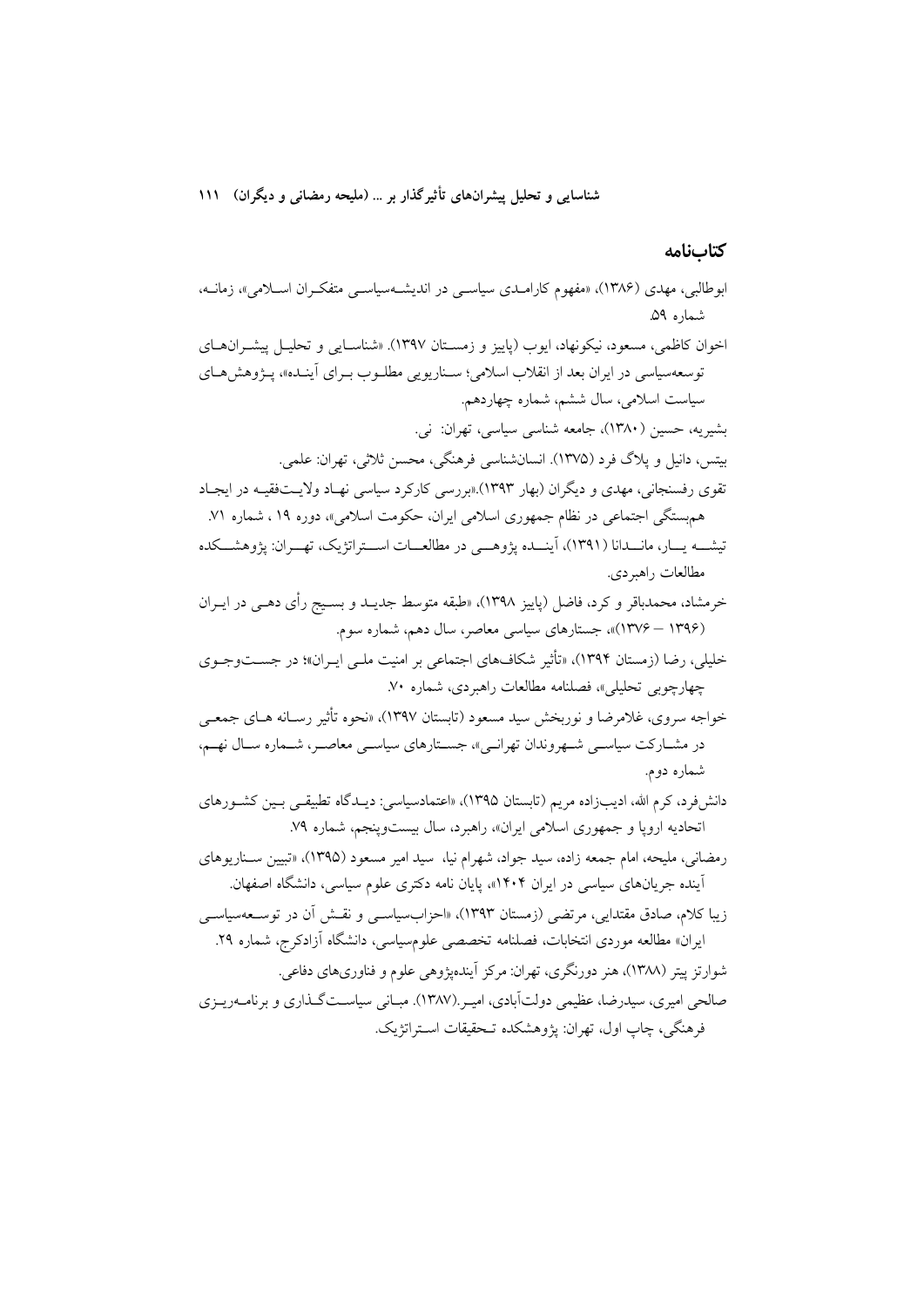## کتاب‌نامه

ابوطالبی، مهدی (۱۳۸۶)، «مفهوم کارامدی سیاسی در اندیشه‌سیاسی متفکران اسلامی»، زمانه، شماره ۵۹.

اخوان کاظمی، مسعود، نیکونهاد، ایوب (پاییز و زمستان ۱۳۹۷). «شناسایی و تحلیل پیشران‌های توسعه‌سیاسی در ایران بعد از انقلاب اسلامی؛ سناریویی مطلوب برای آینده»، پژوهش‌های سیاست اسلامی، سال ششم، شماره چهاردهم.

بشیریه، حسین (۱۳۸۰)، جامعه شناسی سیاسی، تهران: نی.

بیتس، دانیل و پلاگ فرد (۱۳۷۵). انسان‌شناسی فرهنگی، محسن ثلاثی، تهران: علمی.

تقوی رفسنجانی، مهدی و دیگران (بهار ۱۳۹۳).«بررسی کارکرد سیاسی نهاد ولایت‌فقیه در ایجاد هم‌بستگی اجتماعی در نظام جمهوری اسلامی ایران، حکومت اسلامی»، دوره ۱۹ ، شماره ۷۱.

تیشه یار، ماندانا (۱۳۹۱)، آینده پژوهی در مطالعات استراتژیک، تهران: پژوهشکده مطالعات راهبردی.

خرمشاد، محمدباقر و کرد، فاضل (پاییز ۱۳۹۸)، «طبقه متوسط جدید و بسیج رأی دهی در ایران (۱۳۹۶ – ۱۳۷۶)»، جستارهای سیاسی معاصر، سال دهم، شماره سوم.

خلیلی، رضا (زمستان ۱۳۹۴)، «تأثیر شکاف‌های اجتماعی بر امنیت ملی ایران»؛ در جست‌وجوی چهارچوبی تحلیلی»، فصلنامه مطالعات راهبردی، شماره ۷۰.

خواجه سروی، غلامرضا و نوربخش سید مسعود (تابستان ۱۳۹۷)، «نحوه تأثیر رسانه های جمعی در مشارکت سیاسی شهروندان تهرانی»، جستارهای سیاسی معاصر، شماره سال نهم، شماره دوم.

دانش‌فرد، کرم الله، ادیب‌زاده مریم (تابستان ۱۳۹۵)، «اعتمادسیاسی: دیدگاه تطبیقی بین کشورهای اتحادیه اروپا و جمهوری اسلامی ایران»، راهبرد، سال بیست‌وپنجم، شماره ۷۹.

رمضانی، ملیحه، امام جمعه زاده، سید جواد، شهرام نیا، سید امیر مسعود (۱۳۹۵)، «تبیین سناریوهای آینده جریان‌های سیاسی در ایران ۱۴۰۴»، پایان نامه دکتری علوم سیاسی، دانشگاه اصفهان.

زیبا کلام، صادق مقتدایی، مرتضی (زمستان ۱۳۹۳)، «احزاب‌سیاسی و نقش آن در توسعه‌سیاسی ایران» مطالعه موردی انتخابات، فصلنامه تخصصی علوم‌سیاسی، دانشگاه آزادکرج، شماره ۲۹.

شوارتز پیتر (۱۳۸۸)، هنر دورنگری، تهران: مرکز آینده‌پژوهی علوم و فناوری‌های دفاعی.

صالحی امیری، سیدرضا، عظیمی دولت‌آبادی، امیر.(۱۳۸۷). مبانی سیاست‌گذاری و برنامه‌ریزی فرهنگی، چاپ اول، تهران: پژوهشکده تحقیقات استراتژیک.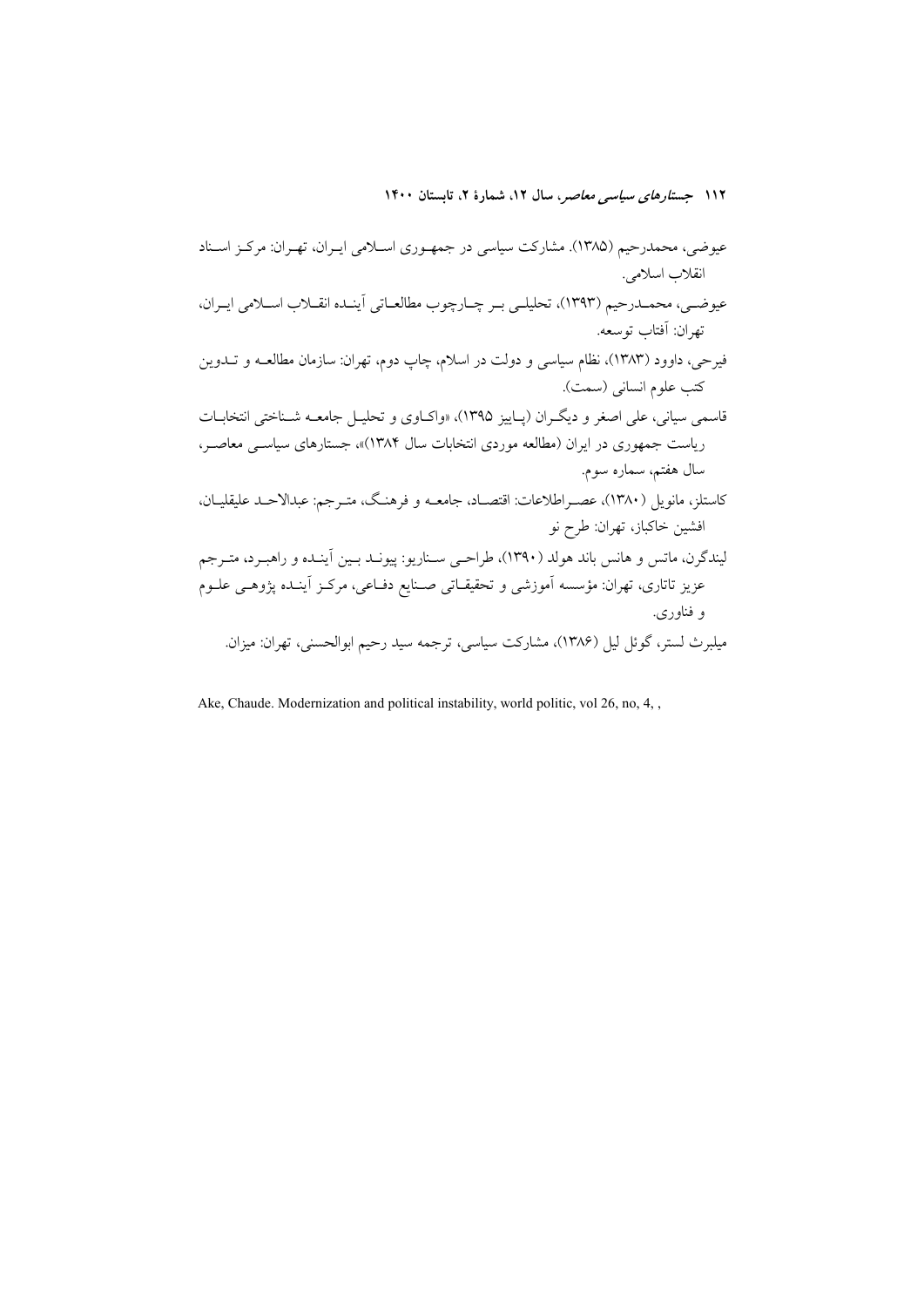عیوضی، محمدرحیم (۱۳۸۵). مشارکت سیاسی در جمهوری اسلامی ایران، تهران: مرکز اسناد انقلاب اسلامی.

عیوضی، محمدرحیم (۱۳۹۳)، تحلیلی بر چارچوب مطالعاتی آینده انقلاب اسلامی ایران، تهران: آفتاب توسعه.

فیرحی، داوود (۱۳۸۳)، نظام سیاسی و دولت در اسلام، چاپ دوم، تهران: سازمان مطالعه و تدوین کتب علوم انسانی (سمت).

قاسمی سیانی، علی اصغر و دیگران (پاییز ۱۳۹۵)، «واکاوی و تحلیل جامعه شناختی انتخابات ریاست جمهوری در ایران (مطالعه موردی انتخابات سال ۱۳۸۴)»، جستارهای سیاسی معاصر، سال هفتم، سماره سوم.

کاستلز، مانویل (۱۳۸۰)، عصر اطلاعات: اقتصاد، جامعه و فرهنگ، مترجم: عبدالاحد علیقلیان، افشین خاکباز، تهران: طرح نو

لیندگرن، ماتس و هانس باند هولد (۱۳۹۰)، طراحی سناریو: پیوند بین آینده و راهبرد، مترجم عزیز تاتاری، تهران: مؤسسه آموزشی و تحقیقاتی صنایع دفاعی، مرکز آینده پژوهی علوم و فناوری.

میلبرث لستر، گوئل لیل (۱۳۸۶)، مشارکت سیاسی، ترجمه سید رحیم ابوالحسنی، تهران: میزان.

Ake, Chaude. Modernization and political instability, world politic, vol 26, no, 4, ,